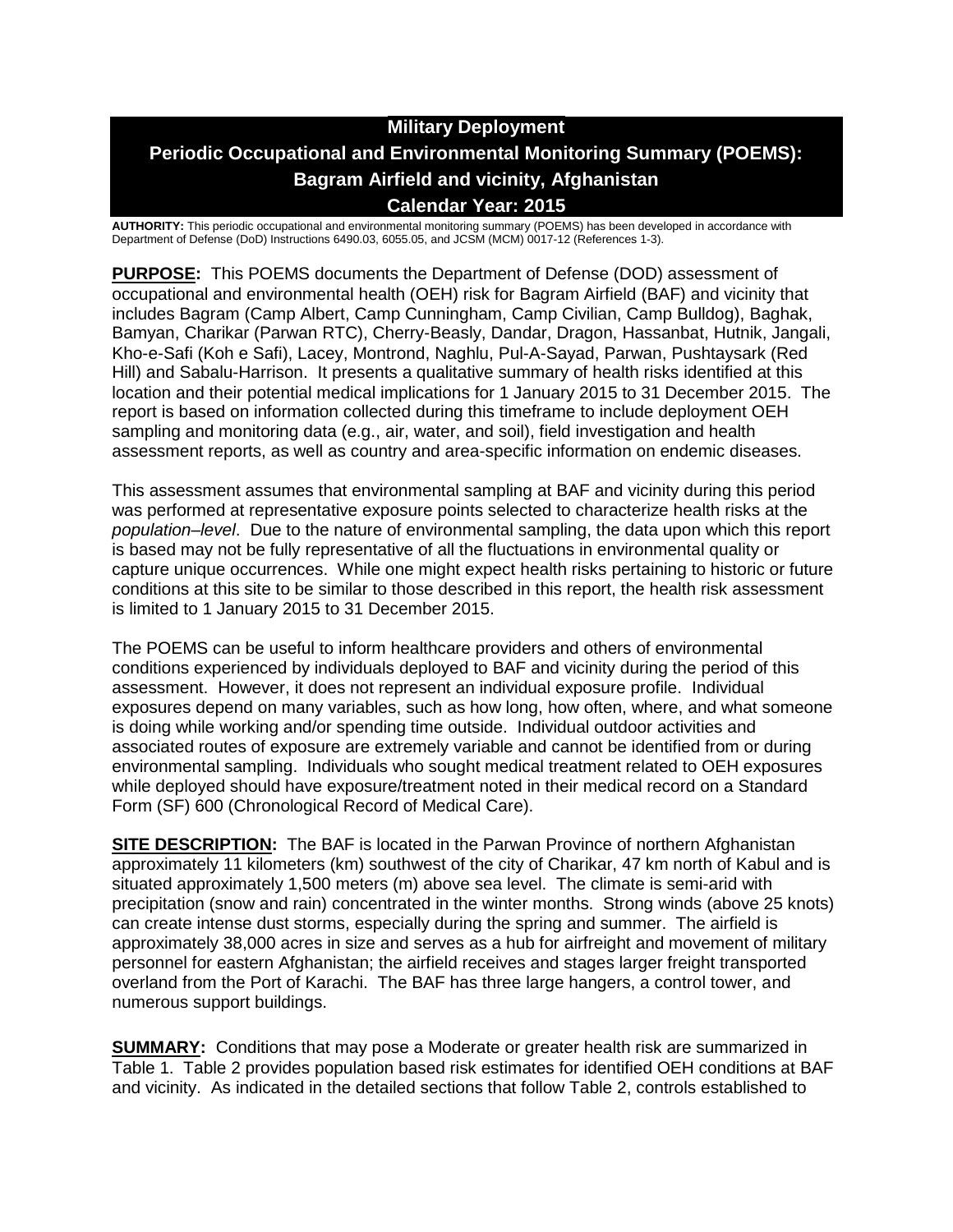# Military Deployment
# Periodic Occupational and Environmental Monitoring Summary (POEMS): Bagram Airfield and vicinity, Afghanistan
# Calendar Year: 2015

**AUTHORITY:** This periodic occupational and environmental monitoring summary (POEMS) has been developed in accordance with Department of Defense (DoD) Instructions 6490.03, 6055.05, and JCSM (MCM) 0017-12 (References 1-3).

**PURPOSE:** This POEMS documents the Department of Defense (DOD) assessment of occupational and environmental health (OEH) risk for Bagram Airfield (BAF) and vicinity that includes Bagram (Camp Albert, Camp Cunningham, Camp Civilian, Camp Bulldog), Baghak, Bamyan, Charikar (Parwan RTC), Cherry-Beasly, Dandar, Dragon, Hassanbat, Hutnik, Jangali, Kho-e-Safi (Koh e Safi), Lacey, Montrond, Naghlu, Pul-A-Sayad, Parwan, Pushtaysark (Red Hill) and Sabalu-Harrison. It presents a qualitative summary of health risks identified at this location and their potential medical implications for 1 January 2015 to 31 December 2015. The report is based on information collected during this timeframe to include deployment OEH sampling and monitoring data (e.g., air, water, and soil), field investigation and health assessment reports, as well as country and area-specific information on endemic diseases.

This assessment assumes that environmental sampling at BAF and vicinity during this period was performed at representative exposure points selected to characterize health risks at the *population–level*. Due to the nature of environmental sampling, the data upon which this report is based may not be fully representative of all the fluctuations in environmental quality or capture unique occurrences. While one might expect health risks pertaining to historic or future conditions at this site to be similar to those described in this report, the health risk assessment is limited to 1 January 2015 to 31 December 2015.

The POEMS can be useful to inform healthcare providers and others of environmental conditions experienced by individuals deployed to BAF and vicinity during the period of this assessment. However, it does not represent an individual exposure profile. Individual exposures depend on many variables, such as how long, how often, where, and what someone is doing while working and/or spending time outside. Individual outdoor activities and associated routes of exposure are extremely variable and cannot be identified from or during environmental sampling. Individuals who sought medical treatment related to OEH exposures while deployed should have exposure/treatment noted in their medical record on a Standard Form (SF) 600 (Chronological Record of Medical Care).

**SITE DESCRIPTION:** The BAF is located in the Parwan Province of northern Afghanistan approximately 11 kilometers (km) southwest of the city of Charikar, 47 km north of Kabul and is situated approximately 1,500 meters (m) above sea level. The climate is semi-arid with precipitation (snow and rain) concentrated in the winter months. Strong winds (above 25 knots) can create intense dust storms, especially during the spring and summer. The airfield is approximately 38,000 acres in size and serves as a hub for airfreight and movement of military personnel for eastern Afghanistan; the airfield receives and stages larger freight transported overland from the Port of Karachi. The BAF has three large hangers, a control tower, and numerous support buildings.

**SUMMARY:** Conditions that may pose a Moderate or greater health risk are summarized in Table 1. Table 2 provides population based risk estimates for identified OEH conditions at BAF and vicinity. As indicated in the detailed sections that follow Table 2, controls established to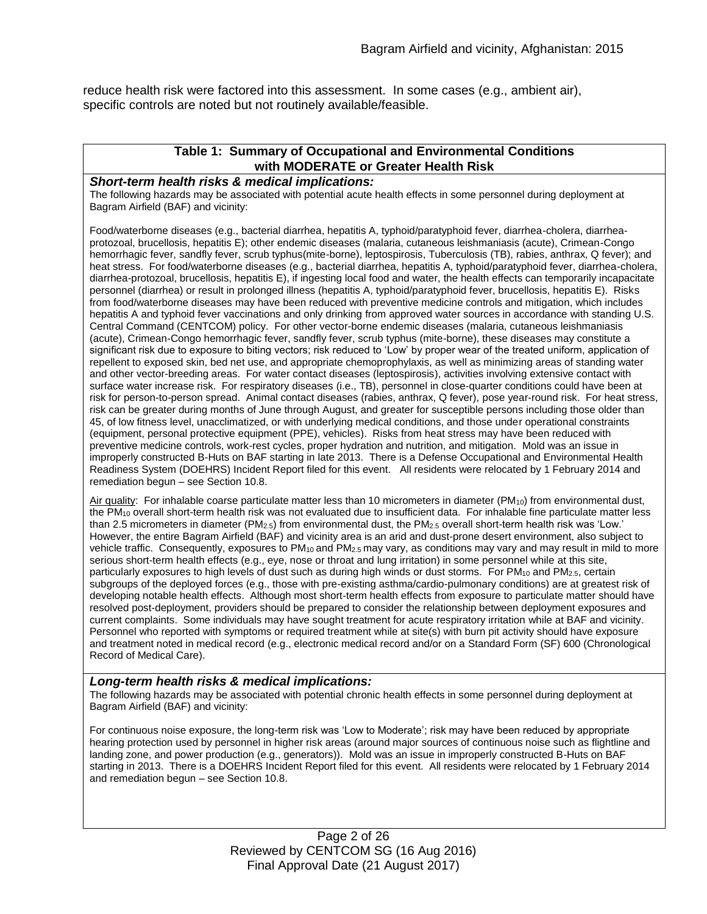reduce health risk were factored into this assessment. In some cases (e.g., ambient air), specific controls are noted but not routinely available/feasible.

**Table 1: Summary of Occupational and Environmental Conditions with MODERATE or Greater Health Risk**

***Short-term health risks & medical implications:***

The following hazards may be associated with potential acute health effects in some personnel during deployment at Bagram Airfield (BAF) and vicinity:

Food/waterborne diseases (e.g., bacterial diarrhea, hepatitis A, typhoid/paratyphoid fever, diarrhea-cholera, diarrhea-protozoal, brucellosis, hepatitis E); other endemic diseases (malaria, cutaneous leishmaniasis (acute), Crimean-Congo hemorrhagic fever, sandfly fever, scrub typhus(mite-borne), leptospirosis, Tuberculosis (TB), rabies, anthrax, Q fever); and heat stress. For food/waterborne diseases (e.g., bacterial diarrhea, hepatitis A, typhoid/paratyphoid fever, diarrhea-cholera, diarrhea-protozoal, brucellosis, hepatitis E), if ingesting local food and water, the health effects can temporarily incapacitate personnel (diarrhea) or result in prolonged illness (hepatitis A, typhoid/paratyphoid fever, brucellosis, hepatitis E). Risks from food/waterborne diseases may have been reduced with preventive medicine controls and mitigation, which includes hepatitis A and typhoid fever vaccinations and only drinking from approved water sources in accordance with standing U.S. Central Command (CENTCOM) policy. For other vector-borne endemic diseases (malaria, cutaneous leishmaniasis (acute), Crimean-Congo hemorrhagic fever, sandfly fever, scrub typhus (mite-borne), these diseases may constitute a significant risk due to exposure to biting vectors; risk reduced to 'Low' by proper wear of the treated uniform, application of repellent to exposed skin, bed net use, and appropriate chemoprophylaxis, as well as minimizing areas of standing water and other vector-breeding areas. For water contact diseases (leptospirosis), activities involving extensive contact with surface water increase risk. For respiratory diseases (i.e., TB), personnel in close-quarter conditions could have been at risk for person-to-person spread. Animal contact diseases (rabies, anthrax, Q fever), pose year-round risk. For heat stress, risk can be greater during months of June through August, and greater for susceptible persons including those older than 45, of low fitness level, unacclimatized, or with underlying medical conditions, and those under operational constraints (equipment, personal protective equipment (PPE), vehicles). Risks from heat stress may have been reduced with preventive medicine controls, work-rest cycles, proper hydration and nutrition, and mitigation. Mold was an issue in improperly constructed B-Huts on BAF starting in late 2013. There is a Defense Occupational and Environmental Health Readiness System (DOEHRS) Incident Report filed for this event. All residents were relocated by 1 February 2014 and remediation begun – see Section 10.8.

Air quality: For inhalable coarse particulate matter less than 10 micrometers in diameter ($PM_{10}$) from environmental dust, the $PM_{10}$ overall short-term health risk was not evaluated due to insufficient data. For inhalable fine particulate matter less than 2.5 micrometers in diameter ($PM_{2.5}$) from environmental dust, the $PM_{2.5}$ overall short-term health risk was 'Low.' However, the entire Bagram Airfield (BAF) and vicinity area is an arid and dust-prone desert environment, also subject to vehicle traffic. Consequently, exposures to $PM_{10}$ and $PM_{2.5}$ may vary, as conditions may vary and may result in mild to more serious short-term health effects (e.g., eye, nose or throat and lung irritation) in some personnel while at this site, particularly exposures to high levels of dust such as during high winds or dust storms. For $PM_{10}$ and $PM_{2.5}$, certain subgroups of the deployed forces (e.g., those with pre-existing asthma/cardio-pulmonary conditions) are at greatest risk of developing notable health effects. Although most short-term health effects from exposure to particulate matter should have resolved post-deployment, providers should be prepared to consider the relationship between deployment exposures and current complaints. Some individuals may have sought treatment for acute respiratory irritation while at BAF and vicinity. Personnel who reported with symptoms or required treatment while at site(s) with burn pit activity should have exposure and treatment noted in medical record (e.g., electronic medical record and/or on a Standard Form (SF) 600 (Chronological Record of Medical Care).

***Long-term health risks & medical implications:***

The following hazards may be associated with potential chronic health effects in some personnel during deployment at Bagram Airfield (BAF) and vicinity:

For continuous noise exposure, the long-term risk was 'Low to Moderate'; risk may have been reduced by appropriate hearing protection used by personnel in higher risk areas (around major sources of continuous noise such as flightline and landing zone, and power production (e.g., generators)). Mold was an issue in improperly constructed B-Huts on BAF starting in 2013. There is a DOEHRS Incident Report filed for this event. All residents were relocated by 1 February 2014 and remediation begun – see Section 10.8.

Reviewed by CENTCOM SG (16 Aug 2016)
Final Approval Date (21 August 2017)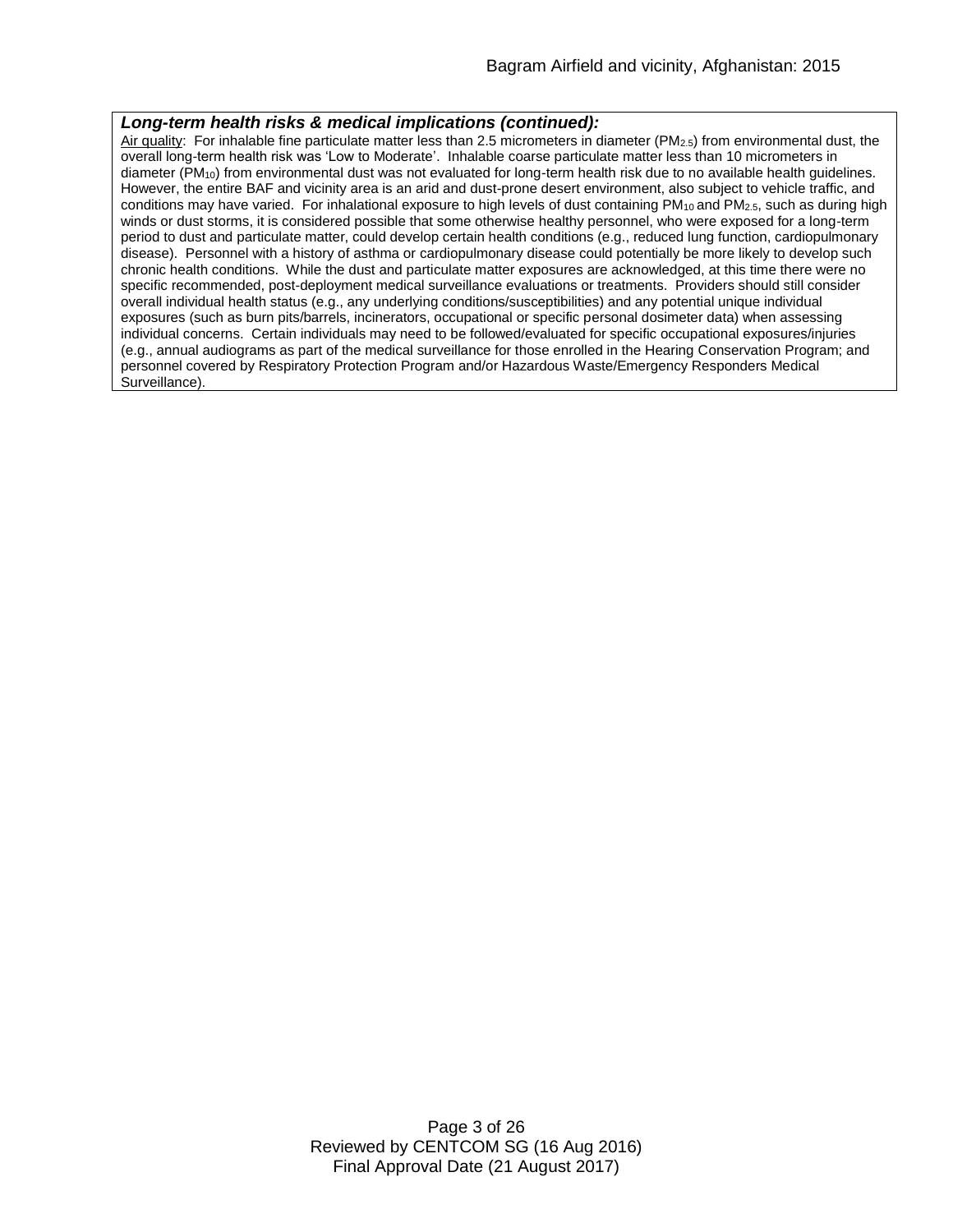***Long-term health risks & medical implications (continued):***

Air quality: For inhalable fine particulate matter less than 2.5 micrometers in diameter ($PM_{2.5}$) from environmental dust, the overall long-term health risk was 'Low to Moderate'. Inhalable coarse particulate matter less than 10 micrometers in diameter ($PM_{10}$) from environmental dust was not evaluated for long-term health risk due to no available health guidelines. However, the entire BAF and vicinity area is an arid and dust-prone desert environment, also subject to vehicle traffic, and conditions may have varied. For inhalational exposure to high levels of dust containing $PM_{10}$ and $PM_{2.5}$, such as during high winds or dust storms, it is considered possible that some otherwise healthy personnel, who were exposed for a long-term period to dust and particulate matter, could develop certain health conditions (e.g., reduced lung function, cardiopulmonary disease). Personnel with a history of asthma or cardiopulmonary disease could potentially be more likely to develop such chronic health conditions. While the dust and particulate matter exposures are acknowledged, at this time there were no specific recommended, post-deployment medical surveillance evaluations or treatments. Providers should still consider overall individual health status (e.g., any underlying conditions/susceptibilities) and any potential unique individual exposures (such as burn pits/barrels, incinerators, occupational or specific personal dosimeter data) when assessing individual concerns. Certain individuals may need to be followed/evaluated for specific occupational exposures/injuries (e.g., annual audiograms as part of the medical surveillance for those enrolled in the Hearing Conservation Program; and personnel covered by Respiratory Protection Program and/or Hazardous Waste/Emergency Responders Medical Surveillance).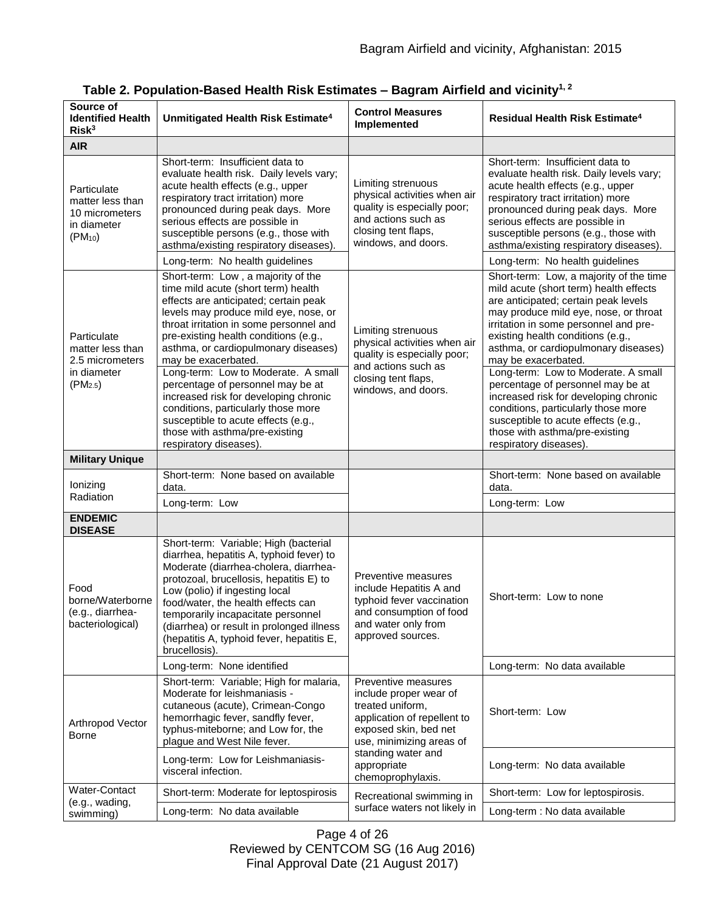**Table 2. Population-Based Health Risk Estimates – Bagram Airfield and vicinity[1, 2]**

| Source of Identified Health Risk[3] | Unmitigated Health Risk Estimate[4] | Control Measures Implemented | Residual Health Risk Estimate[4] |
|---|---|---|---|
| **AIR** | | | |
| Particulate matter less than 10 micrometers in diameter ($PM_{10}$) | Short-term: Insufficient data to evaluate health risk. Daily levels vary; acute health effects (e.g., upper respiratory tract irritation) more pronounced during peak days. More serious effects are possible in susceptible persons (e.g., those with asthma/existing respiratory diseases). | Limiting strenuous physical activities when air quality is especially poor; and actions such as closing tent flaps, windows, and doors. | Short-term: Insufficient data to evaluate health risk. Daily levels vary; acute health effects (e.g., upper respiratory tract irritation) more pronounced during peak days. More serious effects are possible in susceptible persons (e.g., those with asthma/existing respiratory diseases). |
| | Long-term: No health guidelines | | Long-term: No health guidelines |
| Particulate matter less than 2.5 micrometers in diameter ($PM_{2.5}$) | Short-term: Low , a majority of the time mild acute (short term) health effects are anticipated; certain peak levels may produce mild eye, nose, or throat irritation in some personnel and pre-existing health conditions (e.g., asthma, or cardiopulmonary diseases) may be exacerbated. | Limiting strenuous physical activities when air quality is especially poor; and actions such as closing tent flaps, windows, and doors. | Short-term: Low, a majority of the time mild acute (short term) health effects are anticipated; certain peak levels may produce mild eye, nose, or throat irritation in some personnel and pre-existing health conditions (e.g., asthma, or cardiopulmonary diseases) may be exacerbated. |
| | Long-term: Low to Moderate. A small percentage of personnel may be at increased risk for developing chronic conditions, particularly those more susceptible to acute effects (e.g., those with asthma/pre-existing respiratory diseases). | | Long-term: Low to Moderate. A small percentage of personnel may be at increased risk for developing chronic conditions, particularly those more susceptible to acute effects (e.g., those with asthma/pre-existing respiratory diseases). |
| **Military Unique** | | | |
| Ionizing Radiation | Short-term: None based on available data. | | Short-term: None based on available data. |
| | Long-term: Low | | Long-term: Low |
| **ENDEMIC DISEASE** | | | |
| Food borne/Waterborne (e.g., diarrhea-bacteriological) | Short-term: Variable; High (bacterial diarrhea, hepatitis A, typhoid fever) to Moderate (diarrhea-cholera, diarrhea-protozoal, brucellosis, hepatitis E) to Low (polio) if ingesting local food/water, the health effects can temporarily incapacitate personnel (diarrhea) or result in prolonged illness (hepatitis A, typhoid fever, hepatitis E, brucellosis). | Preventive measures include Hepatitis A and typhoid fever vaccination and consumption of food and water only from approved sources. | Short-term: Low to none |
| | Long-term: None identified | | Long-term: No data available |
| Arthropod Vector Borne | Short-term: Variable; High for malaria, Moderate for leishmaniasis - cutaneous (acute), Crimean-Congo hemorrhagic fever, sandfly fever, typhus-miteborne; and Low for, the plague and West Nile fever. | Preventive measures include proper wear of treated uniform, application of repellent to exposed skin, bed net use, minimizing areas of standing water and appropriate chemoprophylaxis. | Short-term: Low |
| | Long-term: Low for Leishmaniasis-visceral infection. | | Long-term: No data available |
| Water-Contact (e.g., wading, swimming) | Short-term: Moderate for leptospirosis | Recreational swimming in surface waters not likely in | Short-term: Low for leptospirosis. |
| | Long-term: No data available | | Long-term : No data available |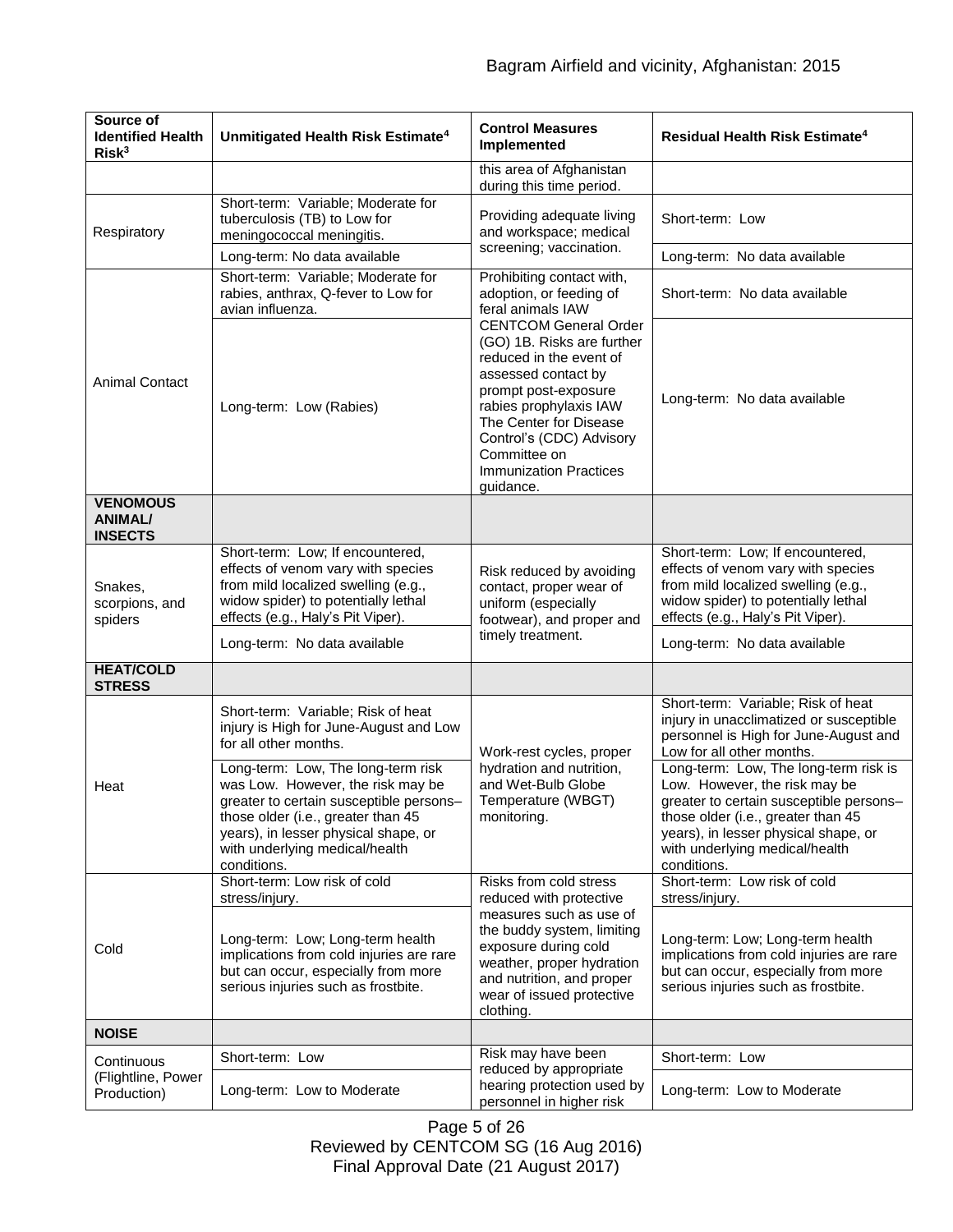| Source of Identified Health Risk[3] | Unmitigated Health Risk Estimate[4] | Control Measures Implemented | Residual Health Risk Estimate[4] |
|---|---|---|---|
| | | this area of Afghanistan during this time period. | |
| Respiratory | Short-term: Variable; Moderate for tuberculosis (TB) to Low for meningococcal meningitis. | Providing adequate living and workspace; medical screening; vaccination. | Short-term: Low |
| | Long-term: No data available | | Long-term: No data available |
| Animal Contact | Short-term: Variable; Moderate for rabies, anthrax, Q-fever to Low for avian influenza. | Prohibiting contact with, adoption, or feeding of feral animals IAW CENTCOM General Order (GO) 1B. Risks are further reduced in the event of assessed contact by prompt post-exposure rabies prophylaxis IAW The Center for Disease Control's (CDC) Advisory Committee on Immunization Practices guidance. | Short-term: No data available |
| | Long-term: Low (Rabies) | | Long-term: No data available |
| **VENOMOUS ANIMAL/ INSECTS** | | | |
| Snakes, scorpions, and spiders | Short-term: Low; If encountered, effects of venom vary with species from mild localized swelling (e.g., widow spider) to potentially lethal effects (e.g., Haly's Pit Viper). | Risk reduced by avoiding contact, proper wear of uniform (especially footwear), and proper and timely treatment. | Short-term: Low; If encountered, effects of venom vary with species from mild localized swelling (e.g., widow spider) to potentially lethal effects (e.g., Haly's Pit Viper). |
| | Long-term: No data available | | Long-term: No data available |
| **HEAT/COLD STRESS** | | | |
| Heat | Short-term: Variable; Risk of heat injury is High for June-August and Low for all other months. | Work-rest cycles, proper hydration and nutrition, and Wet-Bulb Globe Temperature (WBGT) monitoring. | Short-term: Variable; Risk of heat injury in unacclimatized or susceptible personnel is High for June-August and Low for all other months. |
| | Long-term: Low, The long-term risk was Low. However, the risk may be greater to certain susceptible persons–those older (i.e., greater than 45 years), in lesser physical shape, or with underlying medical/health conditions. | | Long-term: Low, The long-term risk is Low. However, the risk may be greater to certain susceptible persons–those older (i.e., greater than 45 years), in lesser physical shape, or with underlying medical/health conditions. |
| Cold | Short-term: Low risk of cold stress/injury. | Risks from cold stress reduced with protective measures such as use of the buddy system, limiting exposure during cold weather, proper hydration and nutrition, and proper wear of issued protective clothing. | Short-term: Low risk of cold stress/injury. |
| | Long-term: Low; Long-term health implications from cold injuries are rare but can occur, especially from more serious injuries such as frostbite. | | Long-term: Low; Long-term health implications from cold injuries are rare but can occur, especially from more serious injuries such as frostbite. |
| **NOISE** | | | |
| Continuous (Flightline, Power Production) | Short-term: Low | Risk may have been reduced by appropriate hearing protection used by personnel in higher risk | Short-term: Low |
| | Long-term: Low to Moderate | | Long-term: Low to Moderate |

Reviewed by CENTCOM SG (16 Aug 2016)
Final Approval Date (21 August 2017)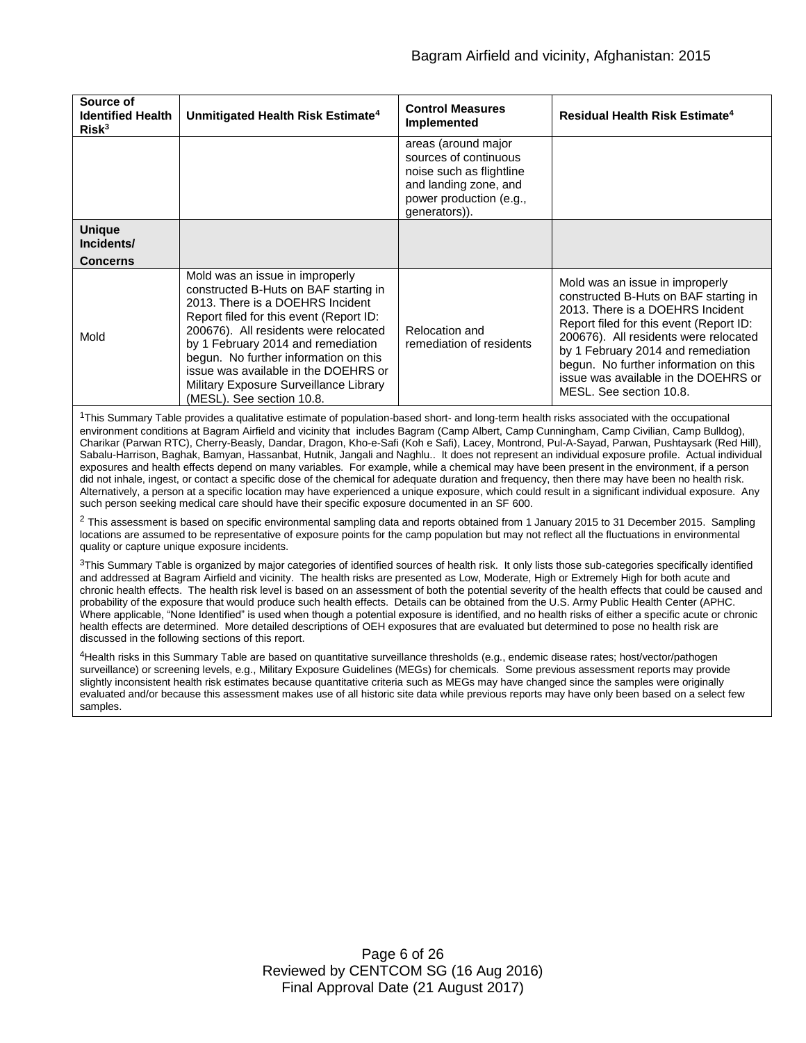| Source of Identified Health Risk[3] | Unmitigated Health Risk Estimate[4] | Control Measures Implemented | Residual Health Risk Estimate[4] |
|---|---|---|---|
| | | areas (around major sources of continuous noise such as flightline and landing zone, and power production (e.g., generators)). | |
| **Unique Incidents/ Concerns** | | | |
| Mold | Mold was an issue in improperly constructed B-Huts on BAF starting in 2013. There is a DOEHRS Incident Report filed for this event (Report ID: 200676). All residents were relocated by 1 February 2014 and remediation begun. No further information on this issue was available in the DOEHRS or Military Exposure Surveillance Library (MESL). See section 10.8. | Relocation and remediation of residents | Mold was an issue in improperly constructed B-Huts on BAF starting in 2013. There is a DOEHRS Incident Report filed for this event (Report ID: 200676). All residents were relocated by 1 February 2014 and remediation begun. No further information on this issue was available in the DOEHRS or MESL. See section 10.8. |

[1]This Summary Table provides a qualitative estimate of population-based short- and long-term health risks associated with the occupational environment conditions at Bagram Airfield and vicinity that includes Bagram (Camp Albert, Camp Cunningham, Camp Civilian, Camp Bulldog), Charikar (Parwan RTC), Cherry-Beasly, Dandar, Dragon, Kho-e-Safi (Koh e Safi), Lacey, Montrond, Pul-A-Sayad, Parwan, Pushtaysark (Red Hill), Sabalu-Harrison, Baghak, Bamyan, Hassanbat, Hutnik, Jangali and Naghlu.. It does not represent an individual exposure profile. Actual individual exposures and health effects depend on many variables. For example, while a chemical may have been present in the environment, if a person did not inhale, ingest, or contact a specific dose of the chemical for adequate duration and frequency, then there may have been no health risk. Alternatively, a person at a specific location may have experienced a unique exposure, which could result in a significant individual exposure. Any such person seeking medical care should have their specific exposure documented in an SF 600.

[2] This assessment is based on specific environmental sampling data and reports obtained from 1 January 2015 to 31 December 2015. Sampling locations are assumed to be representative of exposure points for the camp population but may not reflect all the fluctuations in environmental quality or capture unique exposure incidents.

[3]This Summary Table is organized by major categories of identified sources of health risk. It only lists those sub-categories specifically identified and addressed at Bagram Airfield and vicinity. The health risks are presented as Low, Moderate, High or Extremely High for both acute and chronic health effects. The health risk level is based on an assessment of both the potential severity of the health effects that could be caused and probability of the exposure that would produce such health effects. Details can be obtained from the U.S. Army Public Health Center (APHC. Where applicable, "None Identified" is used when though a potential exposure is identified, and no health risks of either a specific acute or chronic health effects are determined. More detailed descriptions of OEH exposures that are evaluated but determined to pose no health risk are discussed in the following sections of this report.

[4]Health risks in this Summary Table are based on quantitative surveillance thresholds (e.g., endemic disease rates; host/vector/pathogen surveillance) or screening levels, e.g., Military Exposure Guidelines (MEGs) for chemicals. Some previous assessment reports may provide slightly inconsistent health risk estimates because quantitative criteria such as MEGs may have changed since the samples were originally evaluated and/or because this assessment makes use of all historic site data while previous reports may have only been based on a select few samples.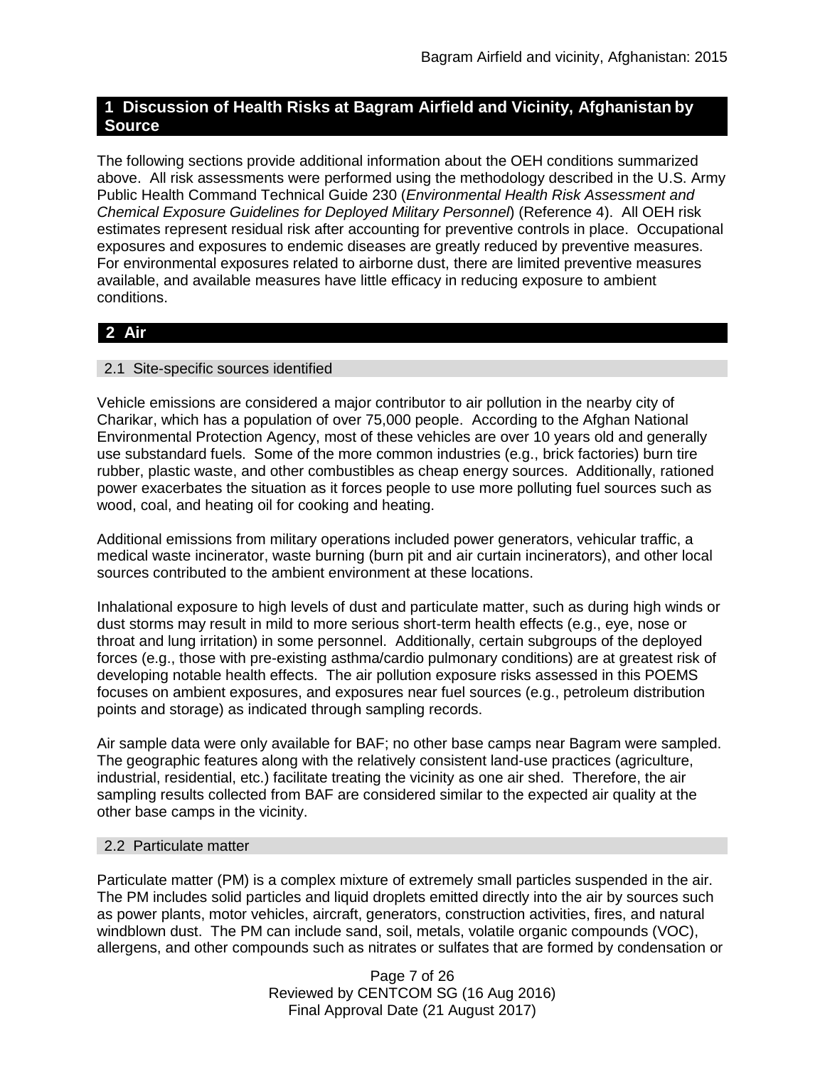## 1 Discussion of Health Risks at Bagram Airfield and Vicinity, Afghanistan by Source

The following sections provide additional information about the OEH conditions summarized above. All risk assessments were performed using the methodology described in the U.S. Army Public Health Command Technical Guide 230 (*Environmental Health Risk Assessment and Chemical Exposure Guidelines for Deployed Military Personnel*) (Reference 4). All OEH risk estimates represent residual risk after accounting for preventive controls in place. Occupational exposures and exposures to endemic diseases are greatly reduced by preventive measures. For environmental exposures related to airborne dust, there are limited preventive measures available, and available measures have little efficacy in reducing exposure to ambient conditions.

## 2 Air

### 2.1 Site-specific sources identified

Vehicle emissions are considered a major contributor to air pollution in the nearby city of Charikar, which has a population of over 75,000 people. According to the Afghan National Environmental Protection Agency, most of these vehicles are over 10 years old and generally use substandard fuels. Some of the more common industries (e.g., brick factories) burn tire rubber, plastic waste, and other combustibles as cheap energy sources. Additionally, rationed power exacerbates the situation as it forces people to use more polluting fuel sources such as wood, coal, and heating oil for cooking and heating.

Additional emissions from military operations included power generators, vehicular traffic, a medical waste incinerator, waste burning (burn pit and air curtain incinerators), and other local sources contributed to the ambient environment at these locations.

Inhalational exposure to high levels of dust and particulate matter, such as during high winds or dust storms may result in mild to more serious short-term health effects (e.g., eye, nose or throat and lung irritation) in some personnel. Additionally, certain subgroups of the deployed forces (e.g., those with pre-existing asthma/cardio pulmonary conditions) are at greatest risk of developing notable health effects. The air pollution exposure risks assessed in this POEMS focuses on ambient exposures, and exposures near fuel sources (e.g., petroleum distribution points and storage) as indicated through sampling records.

Air sample data were only available for BAF; no other base camps near Bagram were sampled. The geographic features along with the relatively consistent land-use practices (agriculture, industrial, residential, etc.) facilitate treating the vicinity as one air shed. Therefore, the air sampling results collected from BAF are considered similar to the expected air quality at the other base camps in the vicinity.

### 2.2 Particulate matter

Particulate matter (PM) is a complex mixture of extremely small particles suspended in the air. The PM includes solid particles and liquid droplets emitted directly into the air by sources such as power plants, motor vehicles, aircraft, generators, construction activities, fires, and natural windblown dust. The PM can include sand, soil, metals, volatile organic compounds (VOC), allergens, and other compounds such as nitrates or sulfates that are formed by condensation or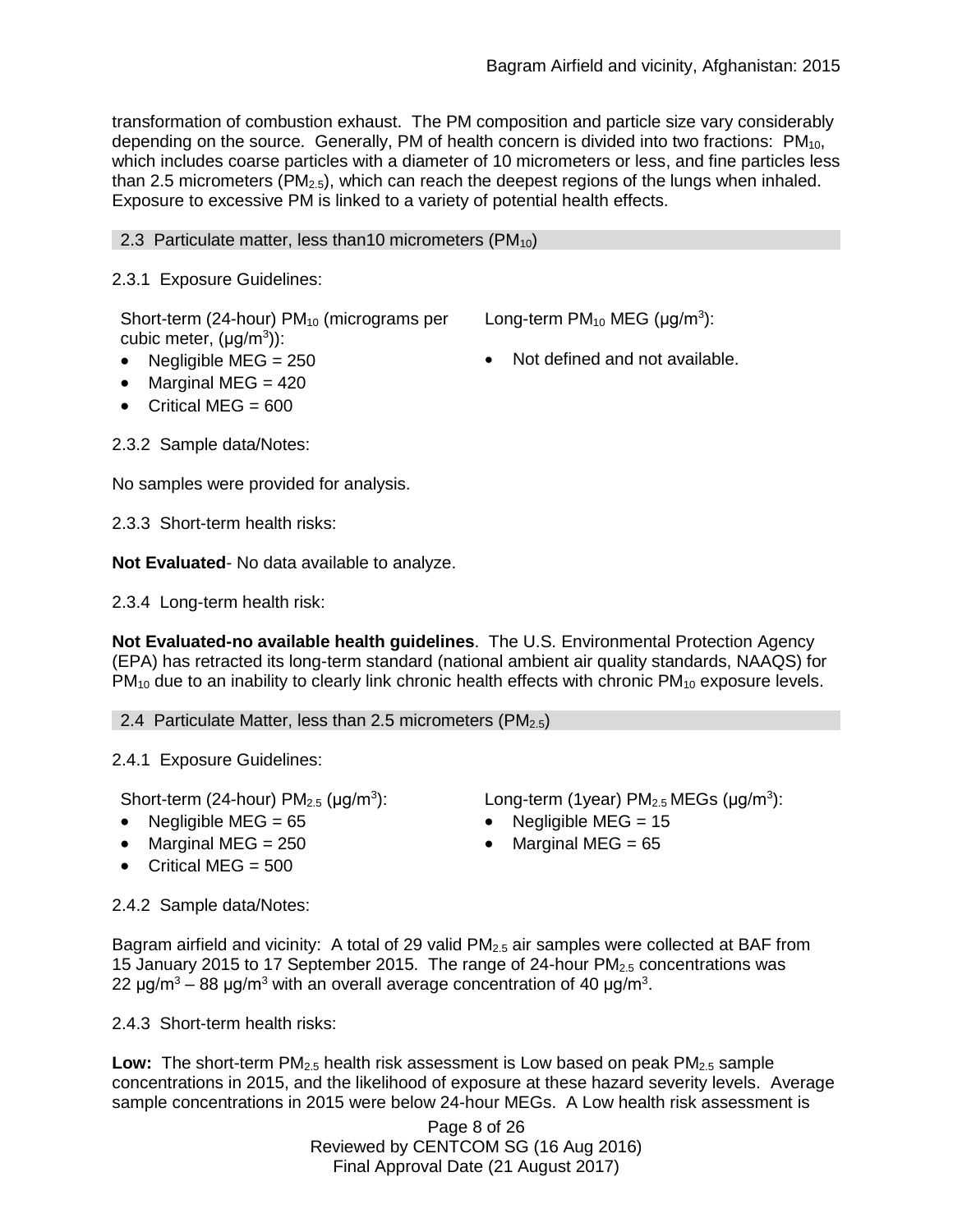transformation of combustion exhaust. The PM composition and particle size vary considerably depending on the source. Generally, PM of health concern is divided into two fractions: $PM_{10}$, which includes coarse particles with a diameter of 10 micrometers or less, and fine particles less than 2.5 micrometers ($PM_{2.5}$), which can reach the deepest regions of the lungs when inhaled. Exposure to excessive PM is linked to a variety of potential health effects.

## 2.3 Particulate matter, less than10 micrometers ($PM_{10}$)

2.3.1 Exposure Guidelines:

Short-term (24-hour) $PM_{10}$ (micrograms per cubic meter, (μg/m$^3$)):

- Negligible MEG = 250
- Marginal MEG = 420
- Critical MEG = 600

Long-term $PM_{10}$ MEG (μg/m$^3$):

- Not defined and not available.

2.3.2 Sample data/Notes:

No samples were provided for analysis.

2.3.3 Short-term health risks:

**Not Evaluated**- No data available to analyze.

2.3.4 Long-term health risk:

**Not Evaluated-no available health guidelines**. The U.S. Environmental Protection Agency (EPA) has retracted its long-term standard (national ambient air quality standards, NAAQS) for $PM_{10}$ due to an inability to clearly link chronic health effects with chronic $PM_{10}$ exposure levels.

## 2.4 Particulate Matter, less than 2.5 micrometers ($PM_{2.5}$)

2.4.1 Exposure Guidelines:

Short-term (24-hour) $PM_{2.5}$ (μg/m$^3$):

- Negligible MEG = 65
- Marginal MEG = 250
- Critical MEG = 500

Long-term (1year) $PM_{2.5}$ MEGs (μg/m$^3$):

- Negligible MEG = 15
- Marginal MEG = 65

2.4.2 Sample data/Notes:

Bagram airfield and vicinity: A total of 29 valid $PM_{2.5}$ air samples were collected at BAF from 15 January 2015 to 17 September 2015. The range of 24-hour $PM_{2.5}$ concentrations was 22 μg/m$^3$ – 88 μg/m$^3$ with an overall average concentration of 40 μg/m$^3$.

2.4.3 Short-term health risks:

**Low:** The short-term $PM_{2.5}$ health risk assessment is Low based on peak $PM_{2.5}$ sample concentrations in 2015, and the likelihood of exposure at these hazard severity levels. Average sample concentrations in 2015 were below 24-hour MEGs. A Low health risk assessment is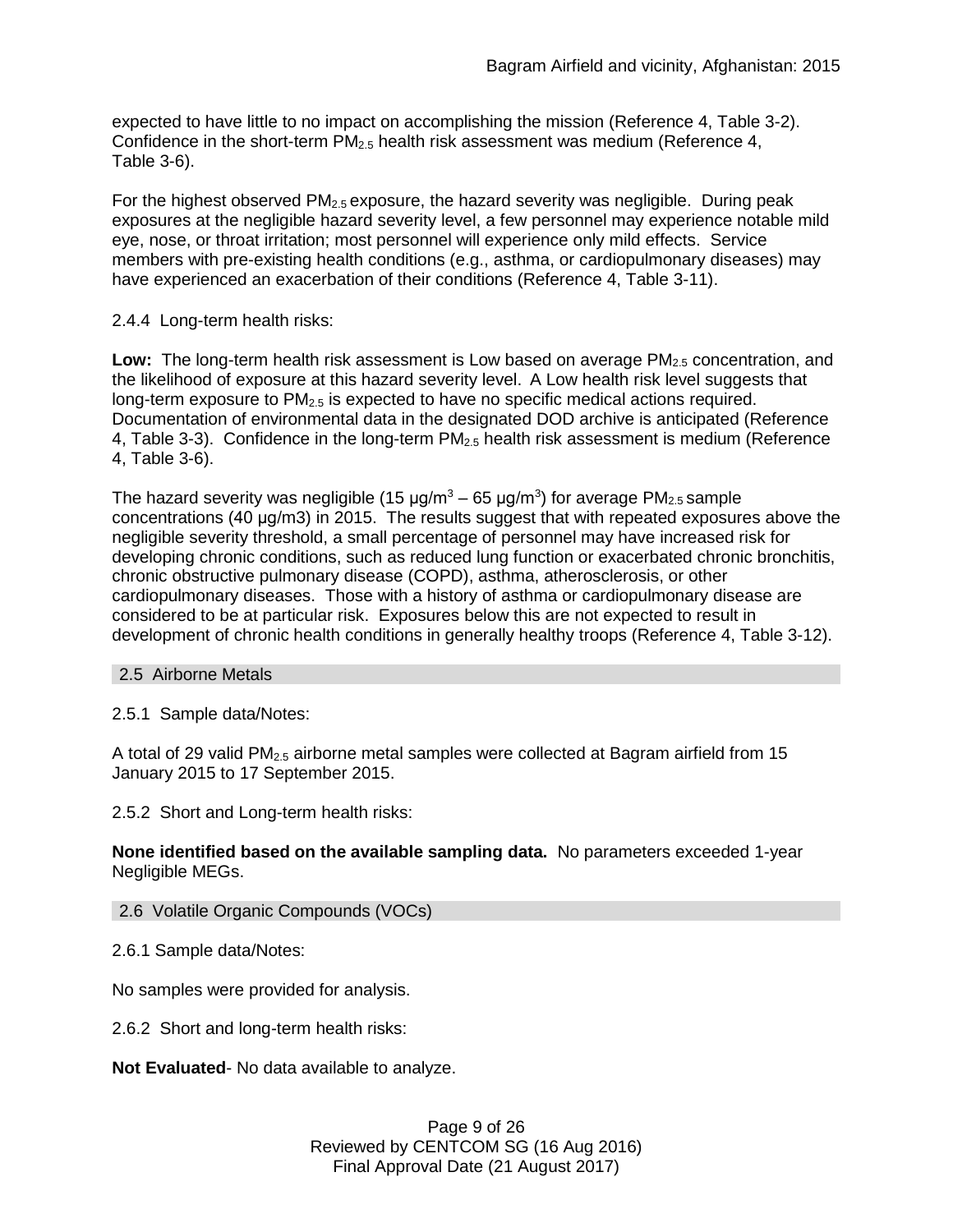expected to have little to no impact on accomplishing the mission (Reference 4, Table 3-2). Confidence in the short-term $PM_{2.5}$ health risk assessment was medium (Reference 4, Table 3-6).

For the highest observed $PM_{2.5}$ exposure, the hazard severity was negligible. During peak exposures at the negligible hazard severity level, a few personnel may experience notable mild eye, nose, or throat irritation; most personnel will experience only mild effects. Service members with pre-existing health conditions (e.g., asthma, or cardiopulmonary diseases) may have experienced an exacerbation of their conditions (Reference 4, Table 3-11).

2.4.4 Long-term health risks:

**Low:** The long-term health risk assessment is Low based on average $PM_{2.5}$ concentration, and the likelihood of exposure at this hazard severity level. A Low health risk level suggests that long-term exposure to $PM_{2.5}$ is expected to have no specific medical actions required. Documentation of environmental data in the designated DOD archive is anticipated (Reference 4, Table 3-3). Confidence in the long-term $PM_{2.5}$ health risk assessment is medium (Reference 4, Table 3-6).

The hazard severity was negligible (15 $\mu g/m^3$ – 65 $\mu g/m^3$) for average $PM_{2.5}$ sample concentrations (40 µg/m3) in 2015. The results suggest that with repeated exposures above the negligible severity threshold, a small percentage of personnel may have increased risk for developing chronic conditions, such as reduced lung function or exacerbated chronic bronchitis, chronic obstructive pulmonary disease (COPD), asthma, atherosclerosis, or other cardiopulmonary diseases. Those with a history of asthma or cardiopulmonary disease are considered to be at particular risk. Exposures below this are not expected to result in development of chronic health conditions in generally healthy troops (Reference 4, Table 3-12).

## 2.5 Airborne Metals

2.5.1 Sample data/Notes:

A total of 29 valid $PM_{2.5}$ airborne metal samples were collected at Bagram airfield from 15 January 2015 to 17 September 2015.

2.5.2 Short and Long-term health risks:

**None identified based on the available sampling data.** No parameters exceeded 1-year Negligible MEGs.

## 2.6 Volatile Organic Compounds (VOCs)

2.6.1 Sample data/Notes:

No samples were provided for analysis.

2.6.2 Short and long-term health risks:

**Not Evaluated**- No data available to analyze.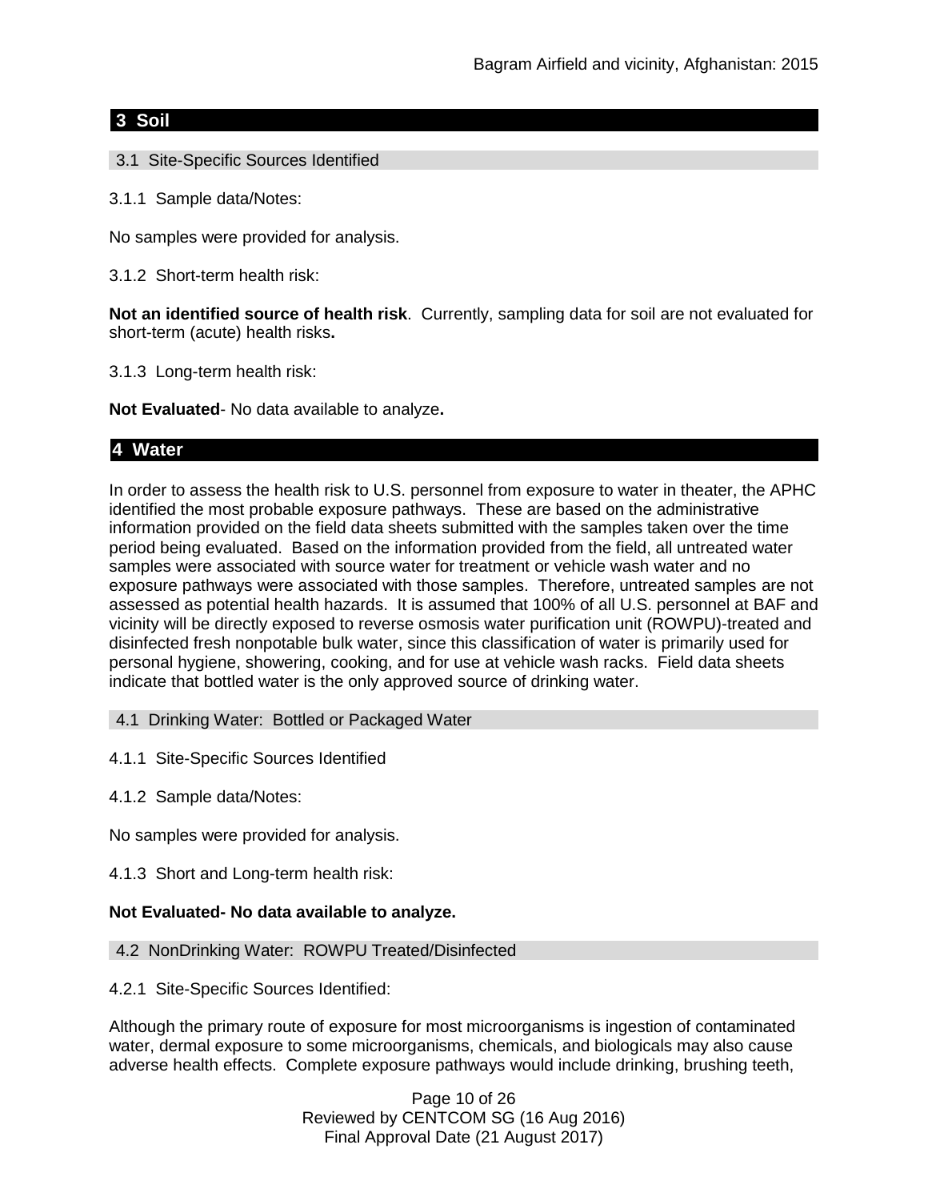## 3 Soil

### 3.1 Site-Specific Sources Identified

3.1.1 Sample data/Notes:

No samples were provided for analysis.

3.1.2 Short-term health risk:

**Not an identified source of health risk**. Currently, sampling data for soil are not evaluated for short-term (acute) health risks**.**

3.1.3 Long-term health risk:

**Not Evaluated**- No data available to analyze**.**

## 4 Water

In order to assess the health risk to U.S. personnel from exposure to water in theater, the APHC identified the most probable exposure pathways. These are based on the administrative information provided on the field data sheets submitted with the samples taken over the time period being evaluated. Based on the information provided from the field, all untreated water samples were associated with source water for treatment or vehicle wash water and no exposure pathways were associated with those samples. Therefore, untreated samples are not assessed as potential health hazards. It is assumed that 100% of all U.S. personnel at BAF and vicinity will be directly exposed to reverse osmosis water purification unit (ROWPU)-treated and disinfected fresh nonpotable bulk water, since this classification of water is primarily used for personal hygiene, showering, cooking, and for use at vehicle wash racks. Field data sheets indicate that bottled water is the only approved source of drinking water.

### 4.1 Drinking Water: Bottled or Packaged Water

4.1.1 Site-Specific Sources Identified

4.1.2 Sample data/Notes:

No samples were provided for analysis.

4.1.3 Short and Long-term health risk:

**Not Evaluated- No data available to analyze.**

### 4.2 NonDrinking Water: ROWPU Treated/Disinfected

4.2.1 Site-Specific Sources Identified:

Although the primary route of exposure for most microorganisms is ingestion of contaminated water, dermal exposure to some microorganisms, chemicals, and biologicals may also cause adverse health effects. Complete exposure pathways would include drinking, brushing teeth,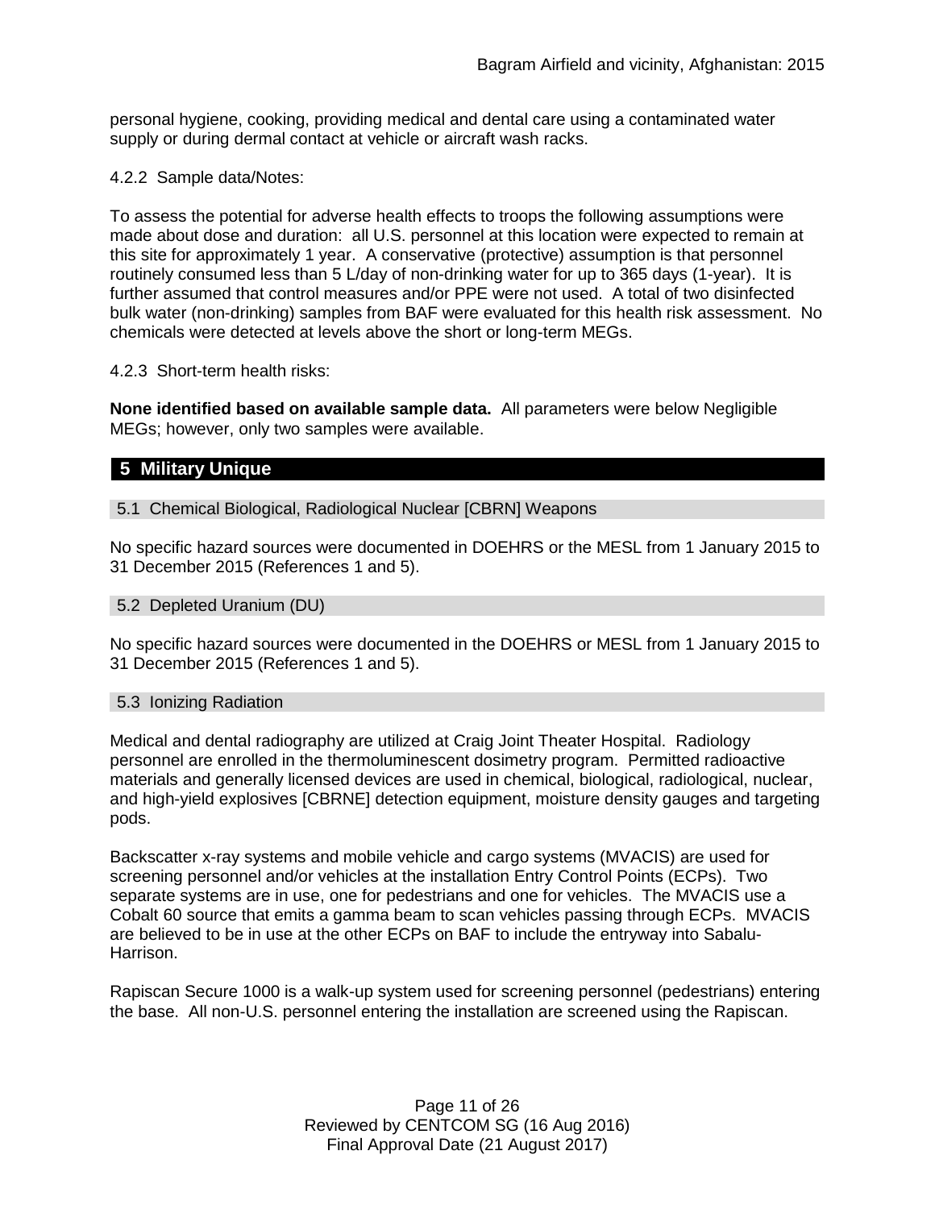personal hygiene, cooking, providing medical and dental care using a contaminated water supply or during dermal contact at vehicle or aircraft wash racks.

4.2.2 Sample data/Notes:

To assess the potential for adverse health effects to troops the following assumptions were made about dose and duration: all U.S. personnel at this location were expected to remain at this site for approximately 1 year. A conservative (protective) assumption is that personnel routinely consumed less than 5 L/day of non-drinking water for up to 365 days (1-year). It is further assumed that control measures and/or PPE were not used. A total of two disinfected bulk water (non-drinking) samples from BAF were evaluated for this health risk assessment. No chemicals were detected at levels above the short or long-term MEGs.

4.2.3 Short-term health risks:

**None identified based on available sample data.** All parameters were below Negligible MEGs; however, only two samples were available.

## 5 Military Unique

### 5.1 Chemical Biological, Radiological Nuclear [CBRN] Weapons

No specific hazard sources were documented in DOEHRS or the MESL from 1 January 2015 to 31 December 2015 (References 1 and 5).

### 5.2 Depleted Uranium (DU)

No specific hazard sources were documented in the DOEHRS or MESL from 1 January 2015 to 31 December 2015 (References 1 and 5).

### 5.3 Ionizing Radiation

Medical and dental radiography are utilized at Craig Joint Theater Hospital. Radiology personnel are enrolled in the thermoluminescent dosimetry program. Permitted radioactive materials and generally licensed devices are used in chemical, biological, radiological, nuclear, and high-yield explosives [CBRNE] detection equipment, moisture density gauges and targeting pods.

Backscatter x-ray systems and mobile vehicle and cargo systems (MVACIS) are used for screening personnel and/or vehicles at the installation Entry Control Points (ECPs). Two separate systems are in use, one for pedestrians and one for vehicles. The MVACIS use a Cobalt 60 source that emits a gamma beam to scan vehicles passing through ECPs. MVACIS are believed to be in use at the other ECPs on BAF to include the entryway into Sabalu-Harrison.

Rapiscan Secure 1000 is a walk-up system used for screening personnel (pedestrians) entering the base. All non-U.S. personnel entering the installation are screened using the Rapiscan.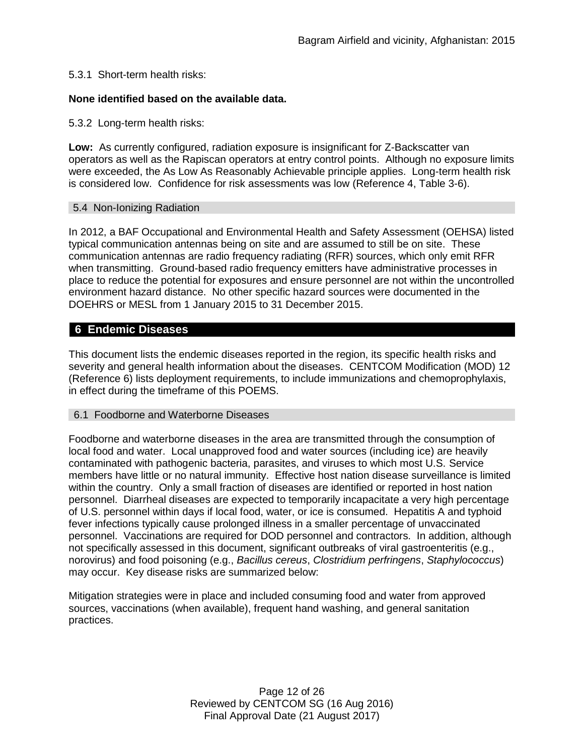5.3.1 Short-term health risks:

**None identified based on the available data.**

5.3.2 Long-term health risks:

**Low:** As currently configured, radiation exposure is insignificant for Z-Backscatter van operators as well as the Rapiscan operators at entry control points. Although no exposure limits were exceeded, the As Low As Reasonably Achievable principle applies. Long-term health risk is considered low. Confidence for risk assessments was low (Reference 4, Table 3-6).

### 5.4 Non-Ionizing Radiation

In 2012, a BAF Occupational and Environmental Health and Safety Assessment (OEHSA) listed typical communication antennas being on site and are assumed to still be on site. These communication antennas are radio frequency radiating (RFR) sources, which only emit RFR when transmitting. Ground-based radio frequency emitters have administrative processes in place to reduce the potential for exposures and ensure personnel are not within the uncontrolled environment hazard distance. No other specific hazard sources were documented in the DOEHRS or MESL from 1 January 2015 to 31 December 2015.

## 6 Endemic Diseases

This document lists the endemic diseases reported in the region, its specific health risks and severity and general health information about the diseases. CENTCOM Modification (MOD) 12 (Reference 6) lists deployment requirements, to include immunizations and chemoprophylaxis, in effect during the timeframe of this POEMS.

### 6.1 Foodborne and Waterborne Diseases

Foodborne and waterborne diseases in the area are transmitted through the consumption of local food and water. Local unapproved food and water sources (including ice) are heavily contaminated with pathogenic bacteria, parasites, and viruses to which most U.S. Service members have little or no natural immunity. Effective host nation disease surveillance is limited within the country. Only a small fraction of diseases are identified or reported in host nation personnel. Diarrheal diseases are expected to temporarily incapacitate a very high percentage of U.S. personnel within days if local food, water, or ice is consumed. Hepatitis A and typhoid fever infections typically cause prolonged illness in a smaller percentage of unvaccinated personnel. Vaccinations are required for DOD personnel and contractors. In addition, although not specifically assessed in this document, significant outbreaks of viral gastroenteritis (e.g., norovirus) and food poisoning (e.g., *Bacillus cereus*, *Clostridium perfringens*, *Staphylococcus*) may occur. Key disease risks are summarized below:

Mitigation strategies were in place and included consuming food and water from approved sources, vaccinations (when available), frequent hand washing, and general sanitation practices.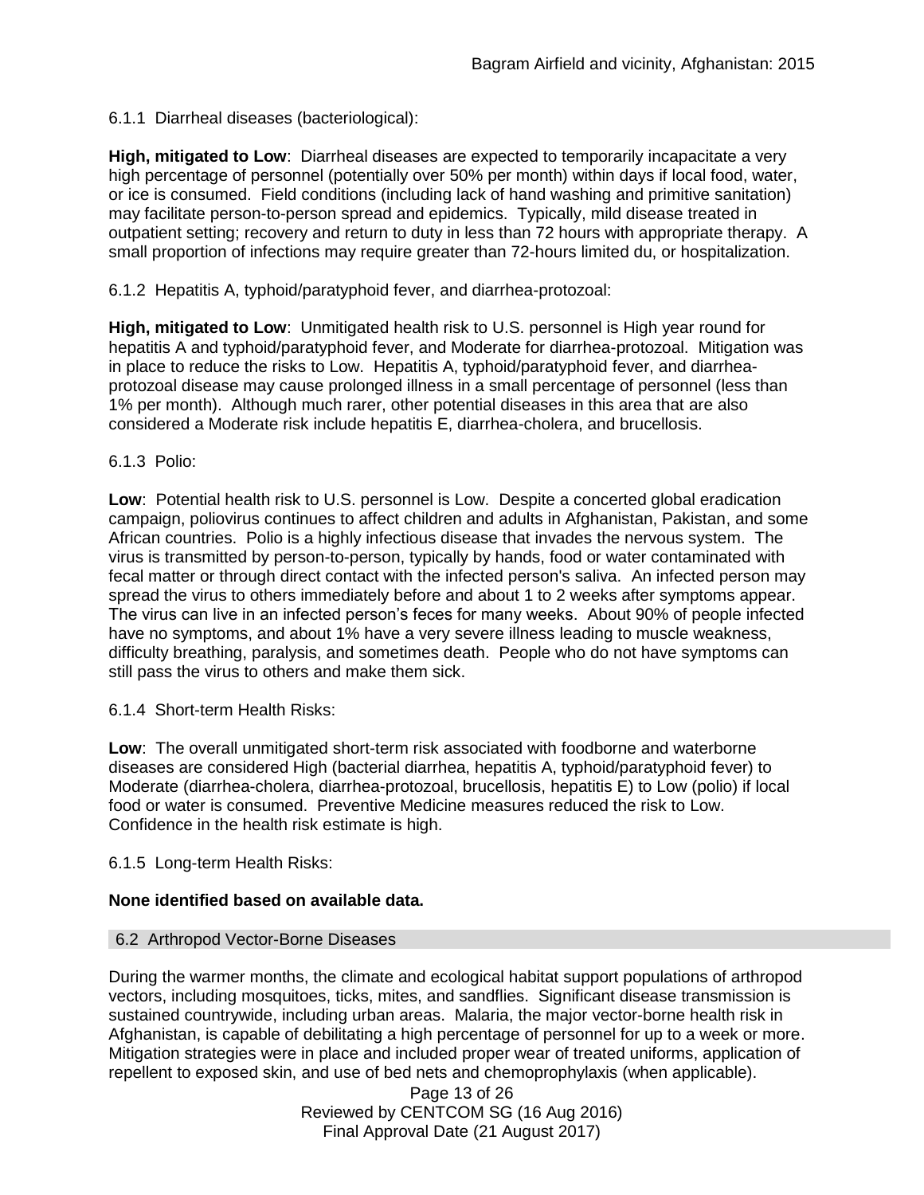6.1.1 Diarrheal diseases (bacteriological):

**High, mitigated to Low**: Diarrheal diseases are expected to temporarily incapacitate a very high percentage of personnel (potentially over 50% per month) within days if local food, water, or ice is consumed. Field conditions (including lack of hand washing and primitive sanitation) may facilitate person-to-person spread and epidemics. Typically, mild disease treated in outpatient setting; recovery and return to duty in less than 72 hours with appropriate therapy. A small proportion of infections may require greater than 72-hours limited du, or hospitalization.

6.1.2 Hepatitis A, typhoid/paratyphoid fever, and diarrhea-protozoal:

**High, mitigated to Low**: Unmitigated health risk to U.S. personnel is High year round for hepatitis A and typhoid/paratyphoid fever, and Moderate for diarrhea-protozoal. Mitigation was in place to reduce the risks to Low. Hepatitis A, typhoid/paratyphoid fever, and diarrhea-protozoal disease may cause prolonged illness in a small percentage of personnel (less than 1% per month). Although much rarer, other potential diseases in this area that are also considered a Moderate risk include hepatitis E, diarrhea-cholera, and brucellosis.

6.1.3 Polio:

**Low**: Potential health risk to U.S. personnel is Low. Despite a concerted global eradication campaign, poliovirus continues to affect children and adults in Afghanistan, Pakistan, and some African countries. Polio is a highly infectious disease that invades the nervous system. The virus is transmitted by person-to-person, typically by hands, food or water contaminated with fecal matter or through direct contact with the infected person's saliva. An infected person may spread the virus to others immediately before and about 1 to 2 weeks after symptoms appear. The virus can live in an infected person's feces for many weeks. About 90% of people infected have no symptoms, and about 1% have a very severe illness leading to muscle weakness, difficulty breathing, paralysis, and sometimes death. People who do not have symptoms can still pass the virus to others and make them sick.

6.1.4 Short-term Health Risks:

**Low**: The overall unmitigated short-term risk associated with foodborne and waterborne diseases are considered High (bacterial diarrhea, hepatitis A, typhoid/paratyphoid fever) to Moderate (diarrhea-cholera, diarrhea-protozoal, brucellosis, hepatitis E) to Low (polio) if local food or water is consumed. Preventive Medicine measures reduced the risk to Low. Confidence in the health risk estimate is high.

6.1.5 Long-term Health Risks:

**None identified based on available data.**

## 6.2 Arthropod Vector-Borne Diseases

During the warmer months, the climate and ecological habitat support populations of arthropod vectors, including mosquitoes, ticks, mites, and sandflies. Significant disease transmission is sustained countrywide, including urban areas. Malaria, the major vector-borne health risk in Afghanistan, is capable of debilitating a high percentage of personnel for up to a week or more. Mitigation strategies were in place and included proper wear of treated uniforms, application of repellent to exposed skin, and use of bed nets and chemoprophylaxis (when applicable).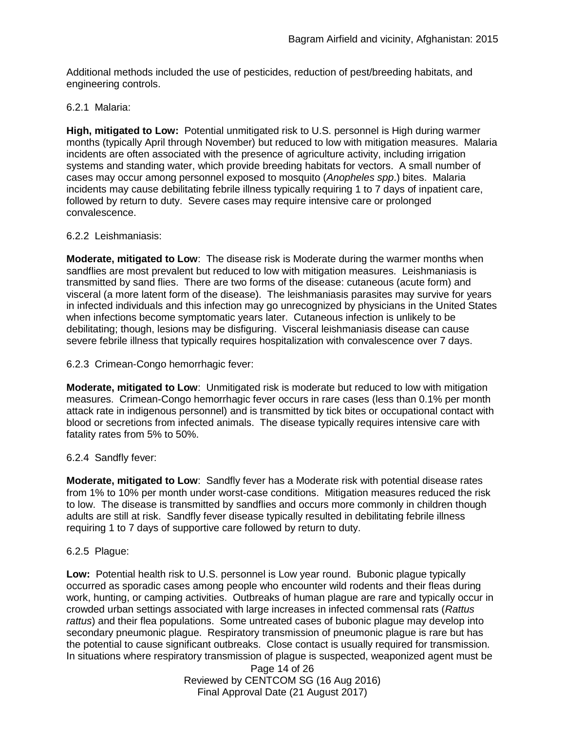Additional methods included the use of pesticides, reduction of pest/breeding habitats, and engineering controls.

6.2.1 Malaria:

**High, mitigated to Low:** Potential unmitigated risk to U.S. personnel is High during warmer months (typically April through November) but reduced to low with mitigation measures. Malaria incidents are often associated with the presence of agriculture activity, including irrigation systems and standing water, which provide breeding habitats for vectors. A small number of cases may occur among personnel exposed to mosquito (*Anopheles spp*.) bites. Malaria incidents may cause debilitating febrile illness typically requiring 1 to 7 days of inpatient care, followed by return to duty. Severe cases may require intensive care or prolonged convalescence.

6.2.2 Leishmaniasis:

**Moderate, mitigated to Low**: The disease risk is Moderate during the warmer months when sandflies are most prevalent but reduced to low with mitigation measures. Leishmaniasis is transmitted by sand flies. There are two forms of the disease: cutaneous (acute form) and visceral (a more latent form of the disease). The leishmaniasis parasites may survive for years in infected individuals and this infection may go unrecognized by physicians in the United States when infections become symptomatic years later. Cutaneous infection is unlikely to be debilitating; though, lesions may be disfiguring. Visceral leishmaniasis disease can cause severe febrile illness that typically requires hospitalization with convalescence over 7 days.

6.2.3 Crimean-Congo hemorrhagic fever:

**Moderate, mitigated to Low**: Unmitigated risk is moderate but reduced to low with mitigation measures. Crimean-Congo hemorrhagic fever occurs in rare cases (less than 0.1% per month attack rate in indigenous personnel) and is transmitted by tick bites or occupational contact with blood or secretions from infected animals. The disease typically requires intensive care with fatality rates from 5% to 50%.

6.2.4 Sandfly fever:

**Moderate, mitigated to Low**: Sandfly fever has a Moderate risk with potential disease rates from 1% to 10% per month under worst-case conditions. Mitigation measures reduced the risk to low. The disease is transmitted by sandflies and occurs more commonly in children though adults are still at risk. Sandfly fever disease typically resulted in debilitating febrile illness requiring 1 to 7 days of supportive care followed by return to duty.

6.2.5 Plague:

**Low:** Potential health risk to U.S. personnel is Low year round. Bubonic plague typically occurred as sporadic cases among people who encounter wild rodents and their fleas during work, hunting, or camping activities. Outbreaks of human plague are rare and typically occur in crowded urban settings associated with large increases in infected commensal rats (*Rattus rattus*) and their flea populations. Some untreated cases of bubonic plague may develop into secondary pneumonic plague. Respiratory transmission of pneumonic plague is rare but has the potential to cause significant outbreaks. Close contact is usually required for transmission. In situations where respiratory transmission of plague is suspected, weaponized agent must be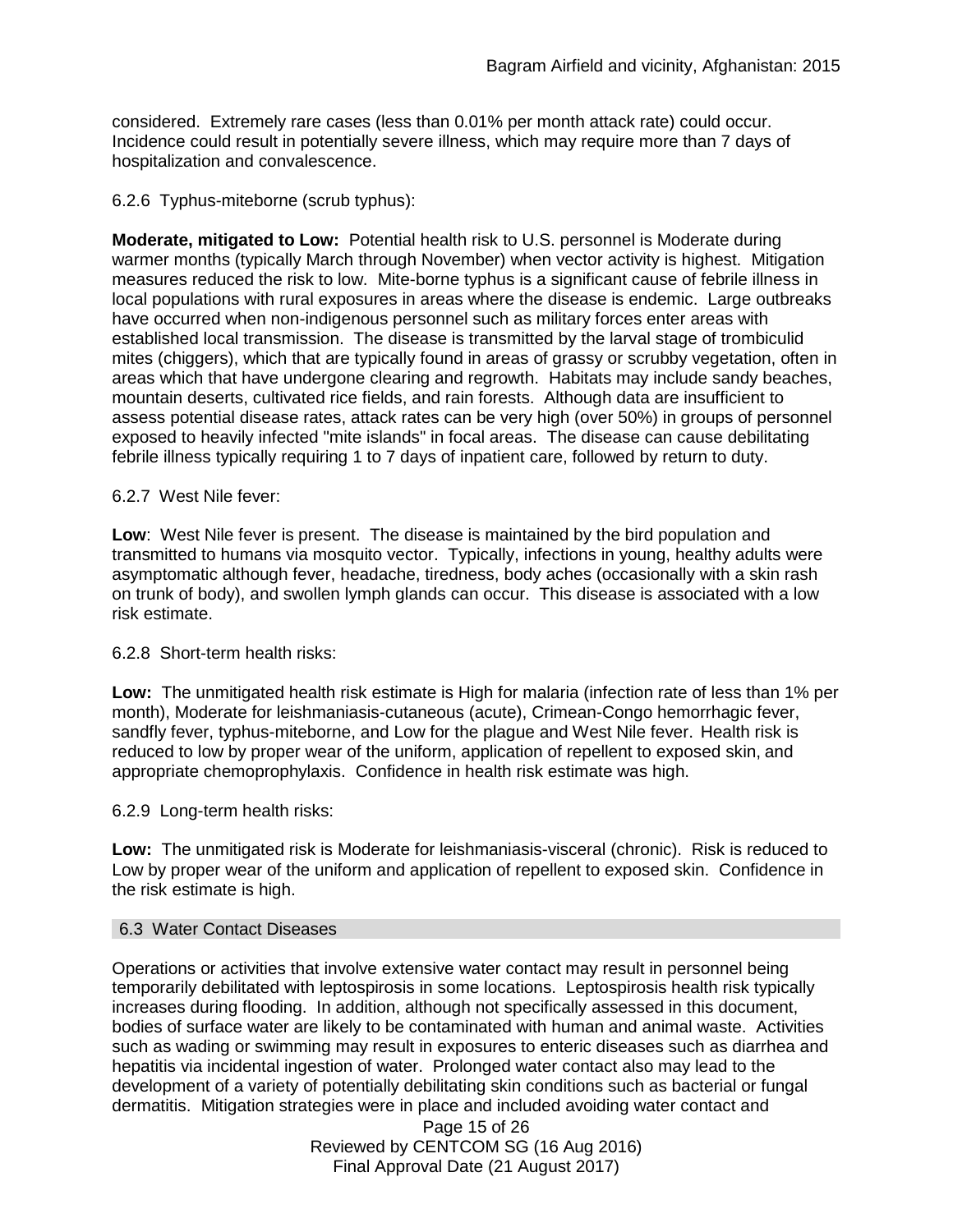considered. Extremely rare cases (less than 0.01% per month attack rate) could occur. Incidence could result in potentially severe illness, which may require more than 7 days of hospitalization and convalescence.

6.2.6 Typhus-miteborne (scrub typhus):

**Moderate, mitigated to Low:** Potential health risk to U.S. personnel is Moderate during warmer months (typically March through November) when vector activity is highest. Mitigation measures reduced the risk to low. Mite-borne typhus is a significant cause of febrile illness in local populations with rural exposures in areas where the disease is endemic. Large outbreaks have occurred when non-indigenous personnel such as military forces enter areas with established local transmission. The disease is transmitted by the larval stage of trombiculid mites (chiggers), which that are typically found in areas of grassy or scrubby vegetation, often in areas which that have undergone clearing and regrowth. Habitats may include sandy beaches, mountain deserts, cultivated rice fields, and rain forests. Although data are insufficient to assess potential disease rates, attack rates can be very high (over 50%) in groups of personnel exposed to heavily infected "mite islands" in focal areas. The disease can cause debilitating febrile illness typically requiring 1 to 7 days of inpatient care, followed by return to duty.

6.2.7 West Nile fever:

**Low**: West Nile fever is present. The disease is maintained by the bird population and transmitted to humans via mosquito vector. Typically, infections in young, healthy adults were asymptomatic although fever, headache, tiredness, body aches (occasionally with a skin rash on trunk of body), and swollen lymph glands can occur. This disease is associated with a low risk estimate.

6.2.8 Short-term health risks:

**Low:** The unmitigated health risk estimate is High for malaria (infection rate of less than 1% per month), Moderate for leishmaniasis-cutaneous (acute), Crimean-Congo hemorrhagic fever, sandfly fever, typhus-miteborne, and Low for the plague and West Nile fever. Health risk is reduced to low by proper wear of the uniform, application of repellent to exposed skin, and appropriate chemoprophylaxis. Confidence in health risk estimate was high.

6.2.9 Long-term health risks:

**Low:** The unmitigated risk is Moderate for leishmaniasis-visceral (chronic). Risk is reduced to Low by proper wear of the uniform and application of repellent to exposed skin. Confidence in the risk estimate is high.

## 6.3 Water Contact Diseases

Operations or activities that involve extensive water contact may result in personnel being temporarily debilitated with leptospirosis in some locations. Leptospirosis health risk typically increases during flooding. In addition, although not specifically assessed in this document, bodies of surface water are likely to be contaminated with human and animal waste. Activities such as wading or swimming may result in exposures to enteric diseases such as diarrhea and hepatitis via incidental ingestion of water. Prolonged water contact also may lead to the development of a variety of potentially debilitating skin conditions such as bacterial or fungal dermatitis. Mitigation strategies were in place and included avoiding water contact and

Reviewed by CENTCOM SG (16 Aug 2016)
Final Approval Date (21 August 2017)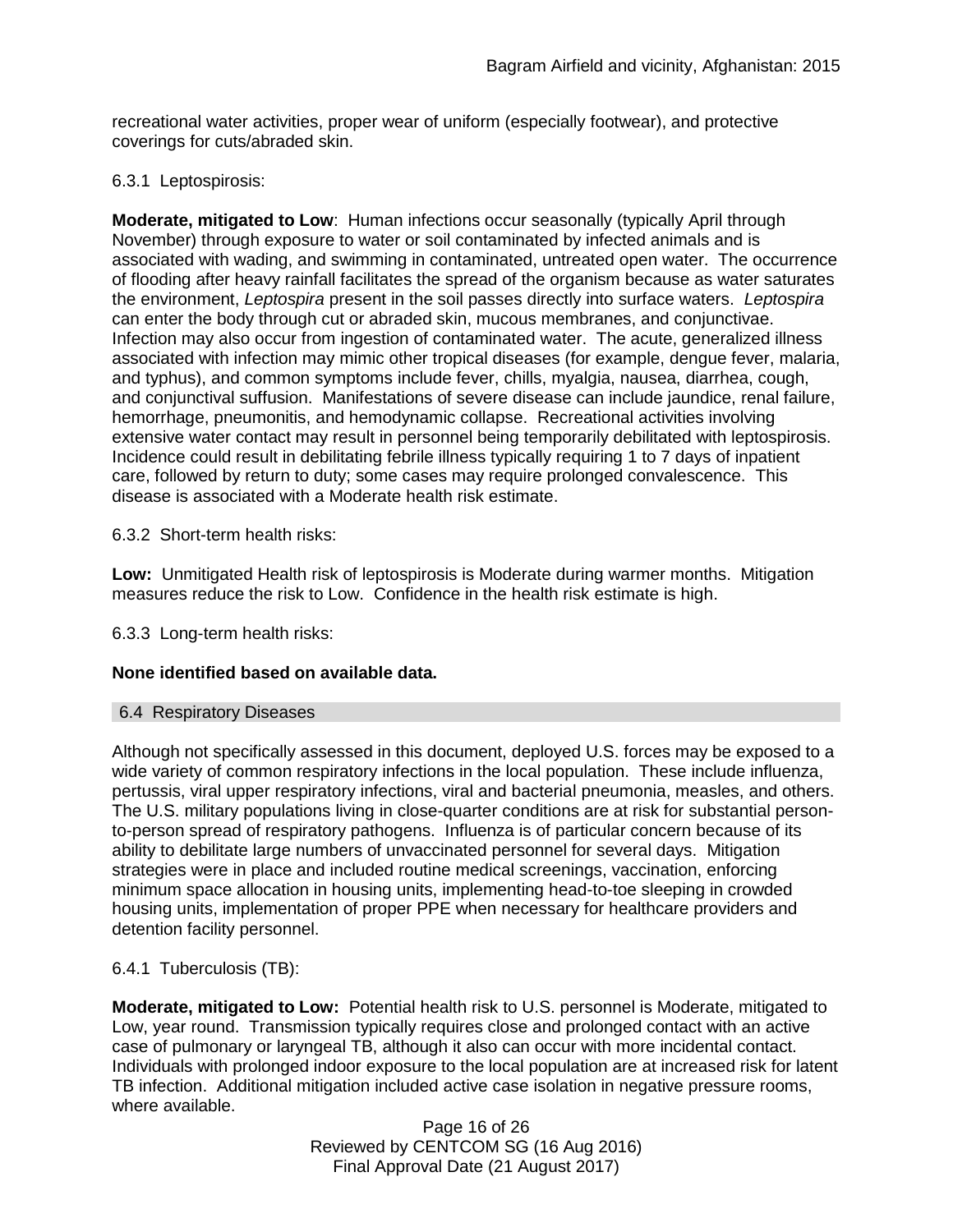recreational water activities, proper wear of uniform (especially footwear), and protective coverings for cuts/abraded skin.

6.3.1 Leptospirosis:

**Moderate, mitigated to Low**: Human infections occur seasonally (typically April through November) through exposure to water or soil contaminated by infected animals and is associated with wading, and swimming in contaminated, untreated open water. The occurrence of flooding after heavy rainfall facilitates the spread of the organism because as water saturates the environment, *Leptospira* present in the soil passes directly into surface waters. *Leptospira* can enter the body through cut or abraded skin, mucous membranes, and conjunctivae. Infection may also occur from ingestion of contaminated water. The acute, generalized illness associated with infection may mimic other tropical diseases (for example, dengue fever, malaria, and typhus), and common symptoms include fever, chills, myalgia, nausea, diarrhea, cough, and conjunctival suffusion. Manifestations of severe disease can include jaundice, renal failure, hemorrhage, pneumonitis, and hemodynamic collapse. Recreational activities involving extensive water contact may result in personnel being temporarily debilitated with leptospirosis. Incidence could result in debilitating febrile illness typically requiring 1 to 7 days of inpatient care, followed by return to duty; some cases may require prolonged convalescence. This disease is associated with a Moderate health risk estimate.

6.3.2 Short-term health risks:

**Low:** Unmitigated Health risk of leptospirosis is Moderate during warmer months. Mitigation measures reduce the risk to Low. Confidence in the health risk estimate is high.

6.3.3 Long-term health risks:

**None identified based on available data.**

## 6.4 Respiratory Diseases

Although not specifically assessed in this document, deployed U.S. forces may be exposed to a wide variety of common respiratory infections in the local population. These include influenza, pertussis, viral upper respiratory infections, viral and bacterial pneumonia, measles, and others. The U.S. military populations living in close-quarter conditions are at risk for substantial person-to-person spread of respiratory pathogens. Influenza is of particular concern because of its ability to debilitate large numbers of unvaccinated personnel for several days. Mitigation strategies were in place and included routine medical screenings, vaccination, enforcing minimum space allocation in housing units, implementing head-to-toe sleeping in crowded housing units, implementation of proper PPE when necessary for healthcare providers and detention facility personnel.

6.4.1 Tuberculosis (TB):

**Moderate, mitigated to Low:** Potential health risk to U.S. personnel is Moderate, mitigated to Low, year round. Transmission typically requires close and prolonged contact with an active case of pulmonary or laryngeal TB, although it also can occur with more incidental contact. Individuals with prolonged indoor exposure to the local population are at increased risk for latent TB infection. Additional mitigation included active case isolation in negative pressure rooms, where available.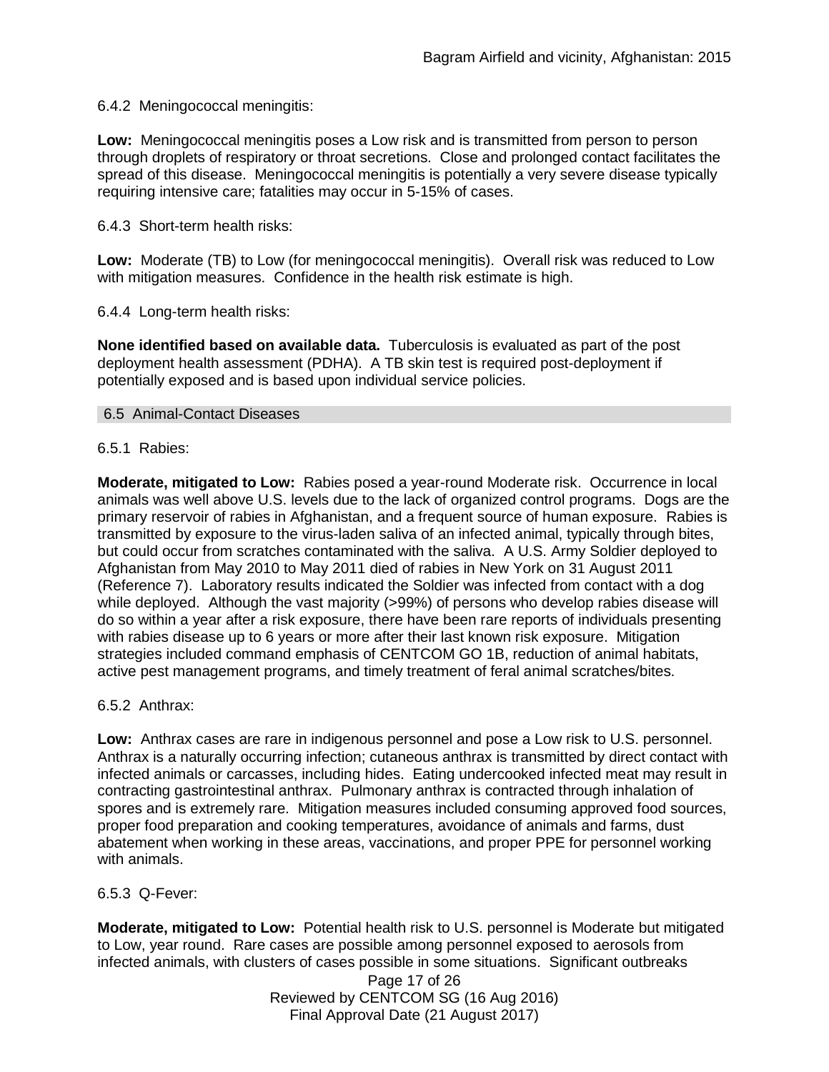6.4.2 Meningococcal meningitis:

**Low:** Meningococcal meningitis poses a Low risk and is transmitted from person to person through droplets of respiratory or throat secretions. Close and prolonged contact facilitates the spread of this disease. Meningococcal meningitis is potentially a very severe disease typically requiring intensive care; fatalities may occur in 5-15% of cases.

6.4.3 Short-term health risks:

**Low:** Moderate (TB) to Low (for meningococcal meningitis). Overall risk was reduced to Low with mitigation measures. Confidence in the health risk estimate is high.

6.4.4 Long-term health risks:

**None identified based on available data.** Tuberculosis is evaluated as part of the post deployment health assessment (PDHA). A TB skin test is required post-deployment if potentially exposed and is based upon individual service policies.

## 6.5 Animal-Contact Diseases

6.5.1 Rabies:

**Moderate, mitigated to Low:** Rabies posed a year-round Moderate risk. Occurrence in local animals was well above U.S. levels due to the lack of organized control programs. Dogs are the primary reservoir of rabies in Afghanistan, and a frequent source of human exposure. Rabies is transmitted by exposure to the virus-laden saliva of an infected animal, typically through bites, but could occur from scratches contaminated with the saliva. A U.S. Army Soldier deployed to Afghanistan from May 2010 to May 2011 died of rabies in New York on 31 August 2011 (Reference 7). Laboratory results indicated the Soldier was infected from contact with a dog while deployed. Although the vast majority (>99%) of persons who develop rabies disease will do so within a year after a risk exposure, there have been rare reports of individuals presenting with rabies disease up to 6 years or more after their last known risk exposure. Mitigation strategies included command emphasis of CENTCOM GO 1B, reduction of animal habitats, active pest management programs, and timely treatment of feral animal scratches/bites.

6.5.2 Anthrax:

**Low:** Anthrax cases are rare in indigenous personnel and pose a Low risk to U.S. personnel. Anthrax is a naturally occurring infection; cutaneous anthrax is transmitted by direct contact with infected animals or carcasses, including hides. Eating undercooked infected meat may result in contracting gastrointestinal anthrax. Pulmonary anthrax is contracted through inhalation of spores and is extremely rare. Mitigation measures included consuming approved food sources, proper food preparation and cooking temperatures, avoidance of animals and farms, dust abatement when working in these areas, vaccinations, and proper PPE for personnel working with animals.

6.5.3 Q-Fever:

**Moderate, mitigated to Low:** Potential health risk to U.S. personnel is Moderate but mitigated to Low, year round. Rare cases are possible among personnel exposed to aerosols from infected animals, with clusters of cases possible in some situations. Significant outbreaks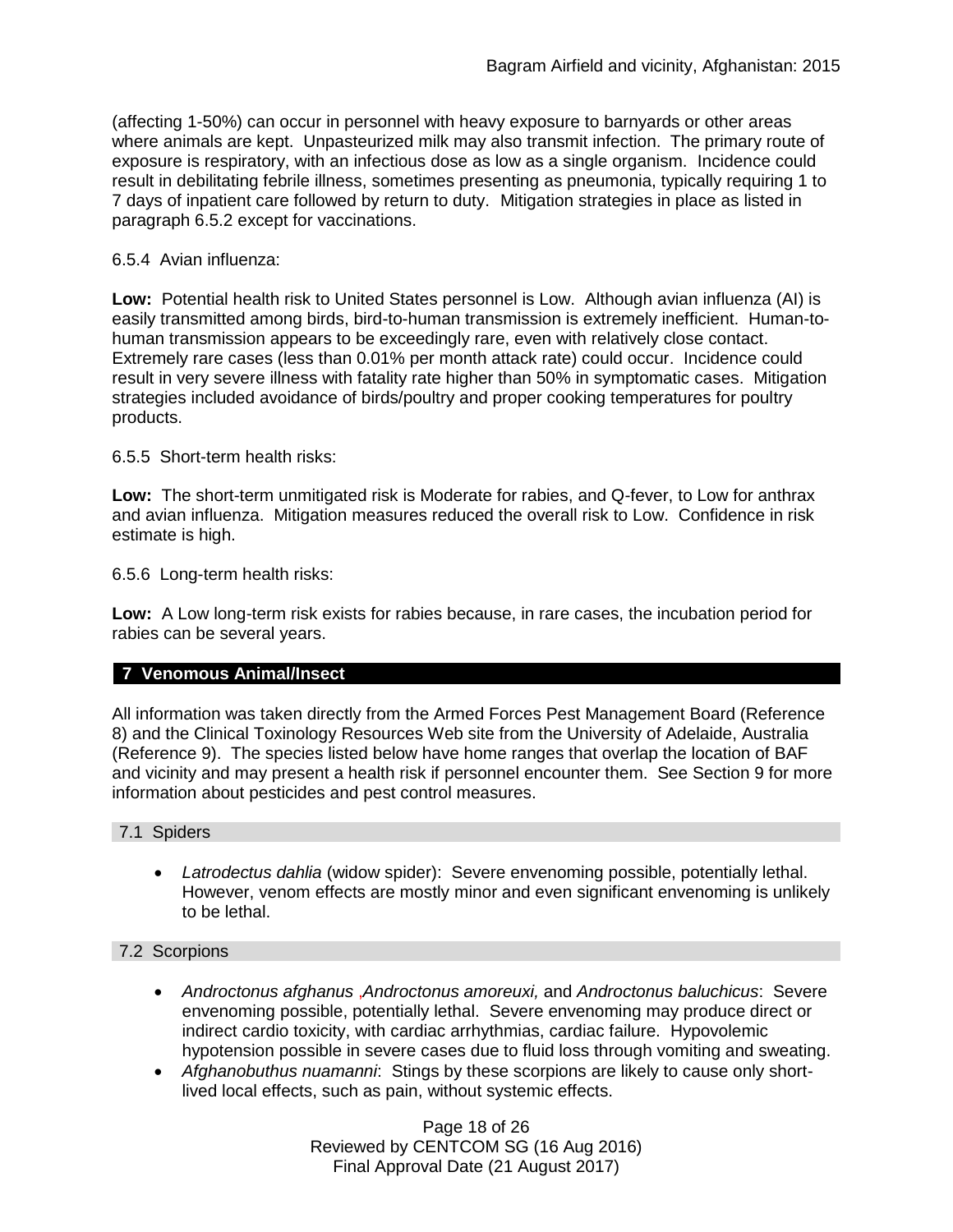(affecting 1-50%) can occur in personnel with heavy exposure to barnyards or other areas where animals are kept. Unpasteurized milk may also transmit infection. The primary route of exposure is respiratory, with an infectious dose as low as a single organism. Incidence could result in debilitating febrile illness, sometimes presenting as pneumonia, typically requiring 1 to 7 days of inpatient care followed by return to duty. Mitigation strategies in place as listed in paragraph 6.5.2 except for vaccinations.

6.5.4 Avian influenza:

**Low:** Potential health risk to United States personnel is Low. Although avian influenza (AI) is easily transmitted among birds, bird-to-human transmission is extremely inefficient. Human-to-human transmission appears to be exceedingly rare, even with relatively close contact. Extremely rare cases (less than 0.01% per month attack rate) could occur. Incidence could result in very severe illness with fatality rate higher than 50% in symptomatic cases. Mitigation strategies included avoidance of birds/poultry and proper cooking temperatures for poultry products.

6.5.5 Short-term health risks:

**Low:** The short-term unmitigated risk is Moderate for rabies, and Q-fever, to Low for anthrax and avian influenza. Mitigation measures reduced the overall risk to Low. Confidence in risk estimate is high.

6.5.6 Long-term health risks:

**Low:** A Low long-term risk exists for rabies because, in rare cases, the incubation period for rabies can be several years.

## 7 Venomous Animal/Insect

All information was taken directly from the Armed Forces Pest Management Board (Reference 8) and the Clinical Toxinology Resources Web site from the University of Adelaide, Australia (Reference 9). The species listed below have home ranges that overlap the location of BAF and vicinity and may present a health risk if personnel encounter them. See Section 9 for more information about pesticides and pest control measures.

### 7.1 Spiders

- *Latrodectus dahlia* (widow spider): Severe envenoming possible, potentially lethal. However, venom effects are mostly minor and even significant envenoming is unlikely to be lethal.

### 7.2 Scorpions

- *Androctonus afghanus* ,*Androctonus amoreuxi,* and *Androctonus baluchicus*: Severe envenoming possible, potentially lethal. Severe envenoming may produce direct or indirect cardio toxicity, with cardiac arrhythmias, cardiac failure. Hypovolemic hypotension possible in severe cases due to fluid loss through vomiting and sweating.
- *Afghanobuthus nuamanni*: Stings by these scorpions are likely to cause only short-lived local effects, such as pain, without systemic effects.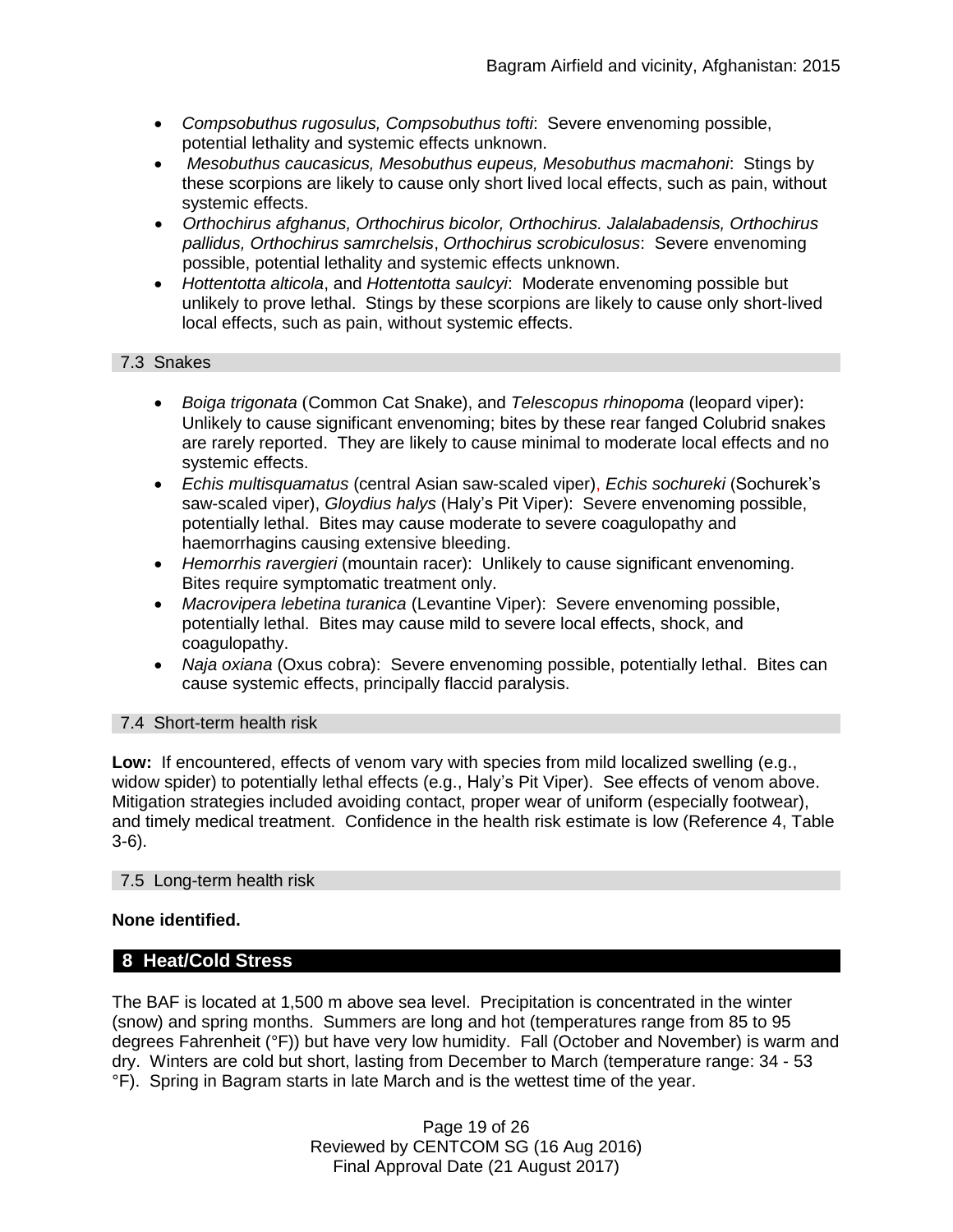- *Compsobuthus rugosulus, Compsobuthus tofti*: Severe envenoming possible, potential lethality and systemic effects unknown.
- *Mesobuthus caucasicus, Mesobuthus eupeus, Mesobuthus macmahoni*: Stings by these scorpions are likely to cause only short lived local effects, such as pain, without systemic effects.
- *Orthochirus afghanus, Orthochirus bicolor, Orthochirus. Jalalabadensis, Orthochirus pallidus, Orthochirus samrchelsis*, *Orthochirus scrobiculosus*: Severe envenoming possible, potential lethality and systemic effects unknown.
- *Hottentotta alticola*, and *Hottentotta saulcyi*: Moderate envenoming possible but unlikely to prove lethal. Stings by these scorpions are likely to cause only short-lived local effects, such as pain, without systemic effects.

### 7.3 Snakes

- *Boiga trigonata* (Common Cat Snake), and *Telescopus rhinopoma* (leopard viper): Unlikely to cause significant envenoming; bites by these rear fanged Colubrid snakes are rarely reported. They are likely to cause minimal to moderate local effects and no systemic effects.
- *Echis multisquamatus* (central Asian saw-scaled viper), *Echis sochureki* (Sochurek's saw-scaled viper), *Gloydius halys* (Haly's Pit Viper): Severe envenoming possible, potentially lethal. Bites may cause moderate to severe coagulopathy and haemorrhagins causing extensive bleeding.
- *Hemorrhis ravergieri* (mountain racer): Unlikely to cause significant envenoming. Bites require symptomatic treatment only.
- *Macrovipera lebetina turanica* (Levantine Viper): Severe envenoming possible, potentially lethal. Bites may cause mild to severe local effects, shock, and coagulopathy.
- *Naja oxiana* (Oxus cobra): Severe envenoming possible, potentially lethal. Bites can cause systemic effects, principally flaccid paralysis.

### 7.4 Short-term health risk

**Low:** If encountered, effects of venom vary with species from mild localized swelling (e.g., widow spider) to potentially lethal effects (e.g., Haly's Pit Viper). See effects of venom above. Mitigation strategies included avoiding contact, proper wear of uniform (especially footwear), and timely medical treatment. Confidence in the health risk estimate is low (Reference 4, Table 3-6).

### 7.5 Long-term health risk

**None identified.**

## 8 Heat/Cold Stress

The BAF is located at 1,500 m above sea level. Precipitation is concentrated in the winter (snow) and spring months. Summers are long and hot (temperatures range from 85 to 95 degrees Fahrenheit (°F)) but have very low humidity. Fall (October and November) is warm and dry. Winters are cold but short, lasting from December to March (temperature range: 34 - 53 °F). Spring in Bagram starts in late March and is the wettest time of the year.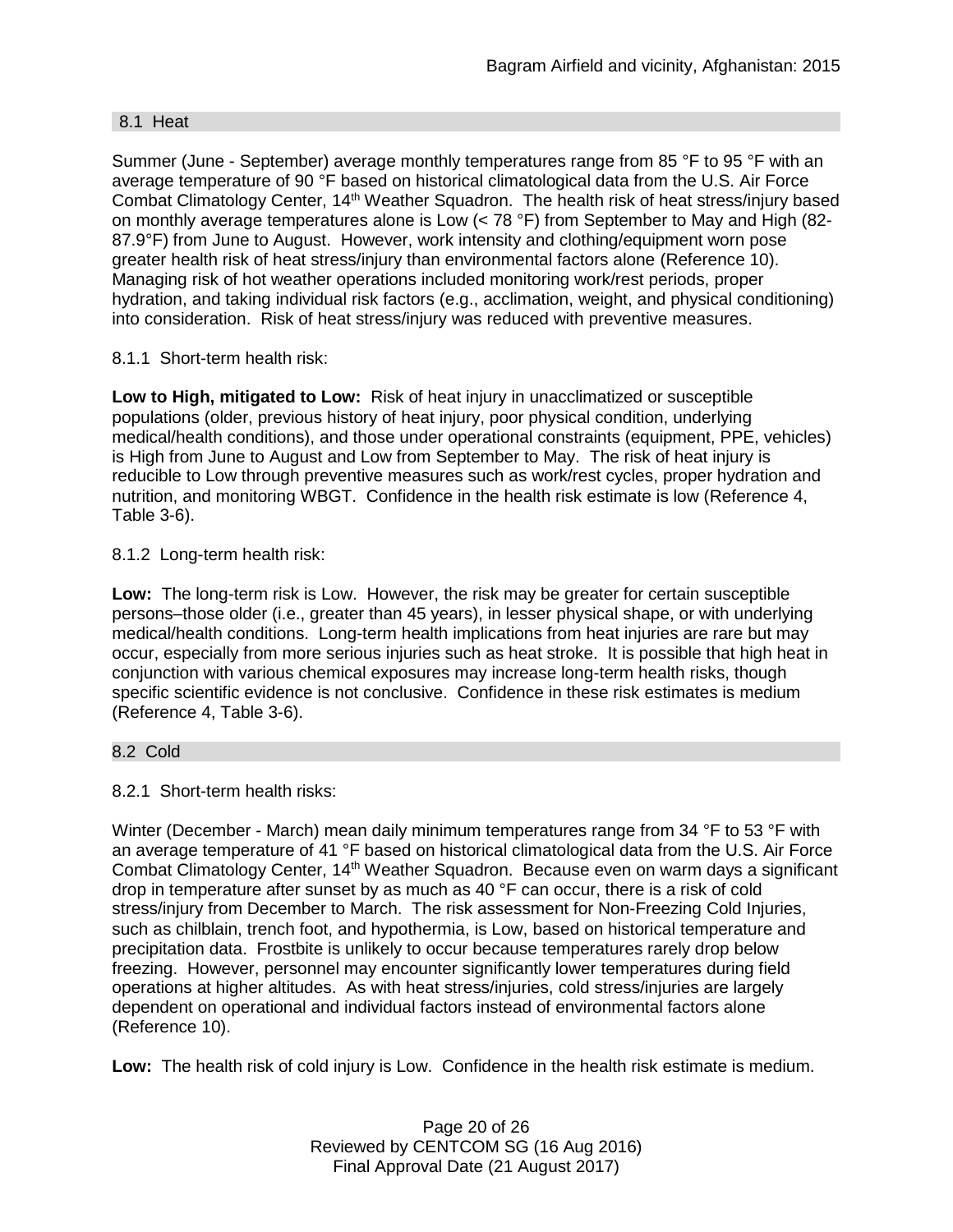## 8.1 Heat

Summer (June - September) average monthly temperatures range from 85 °F to 95 °F with an average temperature of 90 °F based on historical climatological data from the U.S. Air Force Combat Climatology Center, 14th Weather Squadron. The health risk of heat stress/injury based on monthly average temperatures alone is Low (< 78 °F) from September to May and High (82-87.9°F) from June to August. However, work intensity and clothing/equipment worn pose greater health risk of heat stress/injury than environmental factors alone (Reference 10). Managing risk of hot weather operations included monitoring work/rest periods, proper hydration, and taking individual risk factors (e.g., acclimation, weight, and physical conditioning) into consideration. Risk of heat stress/injury was reduced with preventive measures.

### 8.1.1 Short-term health risk:

**Low to High, mitigated to Low:** Risk of heat injury in unacclimatized or susceptible populations (older, previous history of heat injury, poor physical condition, underlying medical/health conditions), and those under operational constraints (equipment, PPE, vehicles) is High from June to August and Low from September to May. The risk of heat injury is reducible to Low through preventive measures such as work/rest cycles, proper hydration and nutrition, and monitoring WBGT. Confidence in the health risk estimate is low (Reference 4, Table 3-6).

### 8.1.2 Long-term health risk:

**Low:** The long-term risk is Low. However, the risk may be greater for certain susceptible persons–those older (i.e., greater than 45 years), in lesser physical shape, or with underlying medical/health conditions. Long-term health implications from heat injuries are rare but may occur, especially from more serious injuries such as heat stroke. It is possible that high heat in conjunction with various chemical exposures may increase long-term health risks, though specific scientific evidence is not conclusive. Confidence in these risk estimates is medium (Reference 4, Table 3-6).

## 8.2 Cold

### 8.2.1 Short-term health risks:

Winter (December - March) mean daily minimum temperatures range from 34 °F to 53 °F with an average temperature of 41 °F based on historical climatological data from the U.S. Air Force Combat Climatology Center, 14th Weather Squadron. Because even on warm days a significant drop in temperature after sunset by as much as 40 °F can occur, there is a risk of cold stress/injury from December to March. The risk assessment for Non-Freezing Cold Injuries, such as chilblain, trench foot, and hypothermia, is Low, based on historical temperature and precipitation data. Frostbite is unlikely to occur because temperatures rarely drop below freezing. However, personnel may encounter significantly lower temperatures during field operations at higher altitudes. As with heat stress/injuries, cold stress/injuries are largely dependent on operational and individual factors instead of environmental factors alone (Reference 10).

**Low:** The health risk of cold injury is Low. Confidence in the health risk estimate is medium.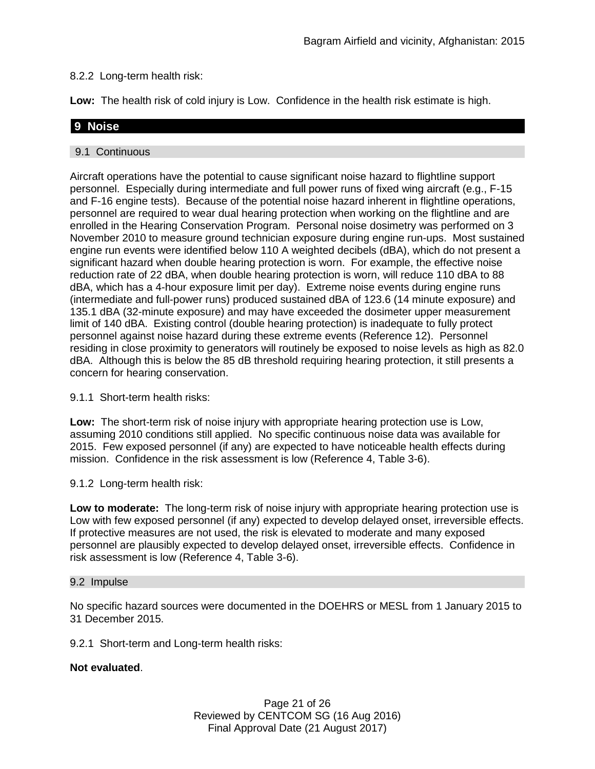8.2.2 Long-term health risk:

**Low:** The health risk of cold injury is Low. Confidence in the health risk estimate is high.

## 9 Noise

### 9.1 Continuous

Aircraft operations have the potential to cause significant noise hazard to flightline support personnel. Especially during intermediate and full power runs of fixed wing aircraft (e.g., F-15 and F-16 engine tests). Because of the potential noise hazard inherent in flightline operations, personnel are required to wear dual hearing protection when working on the flightline and are enrolled in the Hearing Conservation Program. Personal noise dosimetry was performed on 3 November 2010 to measure ground technician exposure during engine run-ups. Most sustained engine run events were identified below 110 A weighted decibels (dBA), which do not present a significant hazard when double hearing protection is worn. For example, the effective noise reduction rate of 22 dBA, when double hearing protection is worn, will reduce 110 dBA to 88 dBA, which has a 4-hour exposure limit per day). Extreme noise events during engine runs (intermediate and full-power runs) produced sustained dBA of 123.6 (14 minute exposure) and 135.1 dBA (32-minute exposure) and may have exceeded the dosimeter upper measurement limit of 140 dBA. Existing control (double hearing protection) is inadequate to fully protect personnel against noise hazard during these extreme events (Reference 12). Personnel residing in close proximity to generators will routinely be exposed to noise levels as high as 82.0 dBA. Although this is below the 85 dB threshold requiring hearing protection, it still presents a concern for hearing conservation.

9.1.1 Short-term health risks:

**Low:** The short-term risk of noise injury with appropriate hearing protection use is Low, assuming 2010 conditions still applied. No specific continuous noise data was available for 2015. Few exposed personnel (if any) are expected to have noticeable health effects during mission. Confidence in the risk assessment is low (Reference 4, Table 3-6).

9.1.2 Long-term health risk:

**Low to moderate:** The long-term risk of noise injury with appropriate hearing protection use is Low with few exposed personnel (if any) expected to develop delayed onset, irreversible effects. If protective measures are not used, the risk is elevated to moderate and many exposed personnel are plausibly expected to develop delayed onset, irreversible effects. Confidence in risk assessment is low (Reference 4, Table 3-6).

### 9.2 Impulse

No specific hazard sources were documented in the DOEHRS or MESL from 1 January 2015 to 31 December 2015.

9.2.1 Short-term and Long-term health risks:

**Not evaluated**.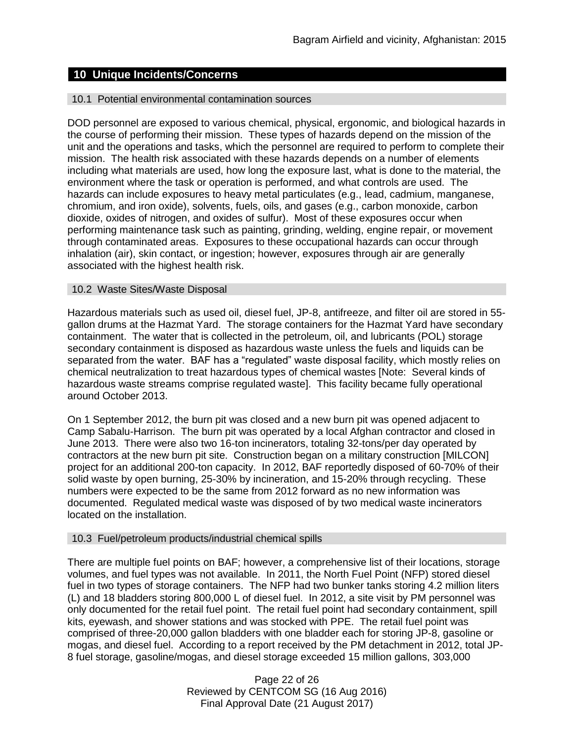## 10 Unique Incidents/Concerns

### 10.1 Potential environmental contamination sources

DOD personnel are exposed to various chemical, physical, ergonomic, and biological hazards in the course of performing their mission. These types of hazards depend on the mission of the unit and the operations and tasks, which the personnel are required to perform to complete their mission. The health risk associated with these hazards depends on a number of elements including what materials are used, how long the exposure last, what is done to the material, the environment where the task or operation is performed, and what controls are used. The hazards can include exposures to heavy metal particulates (e.g., lead, cadmium, manganese, chromium, and iron oxide), solvents, fuels, oils, and gases (e.g., carbon monoxide, carbon dioxide, oxides of nitrogen, and oxides of sulfur). Most of these exposures occur when performing maintenance task such as painting, grinding, welding, engine repair, or movement through contaminated areas. Exposures to these occupational hazards can occur through inhalation (air), skin contact, or ingestion; however, exposures through air are generally associated with the highest health risk.

### 10.2 Waste Sites/Waste Disposal

Hazardous materials such as used oil, diesel fuel, JP-8, antifreeze, and filter oil are stored in 55-gallon drums at the Hazmat Yard. The storage containers for the Hazmat Yard have secondary containment. The water that is collected in the petroleum, oil, and lubricants (POL) storage secondary containment is disposed as hazardous waste unless the fuels and liquids can be separated from the water. BAF has a "regulated" waste disposal facility, which mostly relies on chemical neutralization to treat hazardous types of chemical wastes [Note: Several kinds of hazardous waste streams comprise regulated waste]. This facility became fully operational around October 2013.

On 1 September 2012, the burn pit was closed and a new burn pit was opened adjacent to Camp Sabalu-Harrison. The burn pit was operated by a local Afghan contractor and closed in June 2013. There were also two 16-ton incinerators, totaling 32-tons/per day operated by contractors at the new burn pit site. Construction began on a military construction [MILCON] project for an additional 200-ton capacity. In 2012, BAF reportedly disposed of 60-70% of their solid waste by open burning, 25-30% by incineration, and 15-20% through recycling. These numbers were expected to be the same from 2012 forward as no new information was documented. Regulated medical waste was disposed of by two medical waste incinerators located on the installation.

### 10.3 Fuel/petroleum products/industrial chemical spills

There are multiple fuel points on BAF; however, a comprehensive list of their locations, storage volumes, and fuel types was not available. In 2011, the North Fuel Point (NFP) stored diesel fuel in two types of storage containers. The NFP had two bunker tanks storing 4.2 million liters (L) and 18 bladders storing 800,000 L of diesel fuel. In 2012, a site visit by PM personnel was only documented for the retail fuel point. The retail fuel point had secondary containment, spill kits, eyewash, and shower stations and was stocked with PPE. The retail fuel point was comprised of three-20,000 gallon bladders with one bladder each for storing JP-8, gasoline or mogas, and diesel fuel. According to a report received by the PM detachment in 2012, total JP-8 fuel storage, gasoline/mogas, and diesel storage exceeded 15 million gallons, 303,000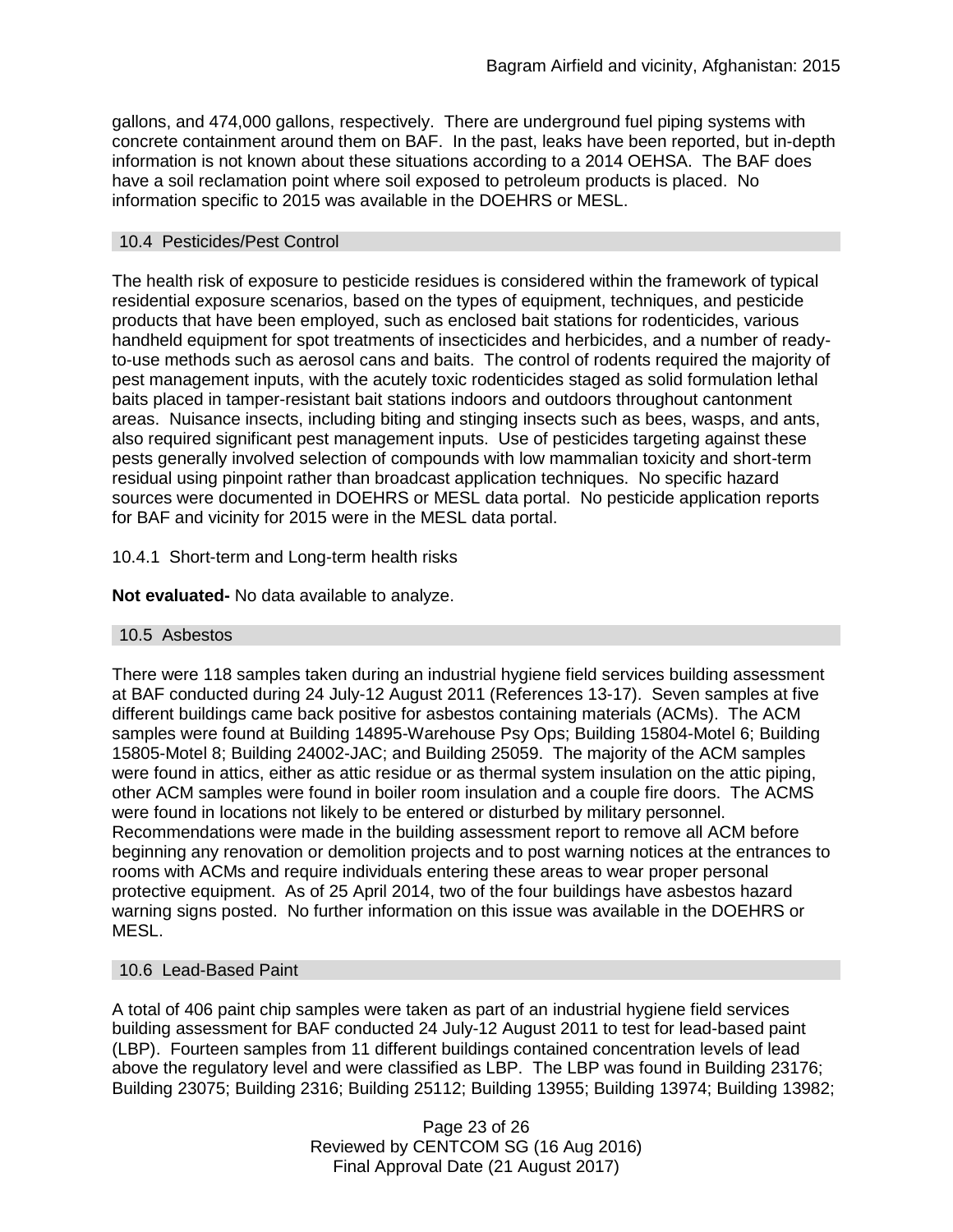gallons, and 474,000 gallons, respectively. There are underground fuel piping systems with concrete containment around them on BAF. In the past, leaks have been reported, but in-depth information is not known about these situations according to a 2014 OEHSA. The BAF does have a soil reclamation point where soil exposed to petroleum products is placed. No information specific to 2015 was available in the DOEHRS or MESL.

### 10.4 Pesticides/Pest Control

The health risk of exposure to pesticide residues is considered within the framework of typical residential exposure scenarios, based on the types of equipment, techniques, and pesticide products that have been employed, such as enclosed bait stations for rodenticides, various handheld equipment for spot treatments of insecticides and herbicides, and a number of ready-to-use methods such as aerosol cans and baits. The control of rodents required the majority of pest management inputs, with the acutely toxic rodenticides staged as solid formulation lethal baits placed in tamper-resistant bait stations indoors and outdoors throughout cantonment areas. Nuisance insects, including biting and stinging insects such as bees, wasps, and ants, also required significant pest management inputs. Use of pesticides targeting against these pests generally involved selection of compounds with low mammalian toxicity and short-term residual using pinpoint rather than broadcast application techniques. No specific hazard sources were documented in DOEHRS or MESL data portal. No pesticide application reports for BAF and vicinity for 2015 were in the MESL data portal.

#### 10.4.1 Short-term and Long-term health risks

**Not evaluated-** No data available to analyze.

### 10.5 Asbestos

There were 118 samples taken during an industrial hygiene field services building assessment at BAF conducted during 24 July-12 August 2011 (References 13-17). Seven samples at five different buildings came back positive for asbestos containing materials (ACMs). The ACM samples were found at Building 14895-Warehouse Psy Ops; Building 15804-Motel 6; Building 15805-Motel 8; Building 24002-JAC; and Building 25059. The majority of the ACM samples were found in attics, either as attic residue or as thermal system insulation on the attic piping, other ACM samples were found in boiler room insulation and a couple fire doors. The ACMS were found in locations not likely to be entered or disturbed by military personnel. Recommendations were made in the building assessment report to remove all ACM before beginning any renovation or demolition projects and to post warning notices at the entrances to rooms with ACMs and require individuals entering these areas to wear proper personal protective equipment. As of 25 April 2014, two of the four buildings have asbestos hazard warning signs posted. No further information on this issue was available in the DOEHRS or MESL.

### 10.6 Lead-Based Paint

A total of 406 paint chip samples were taken as part of an industrial hygiene field services building assessment for BAF conducted 24 July-12 August 2011 to test for lead-based paint (LBP). Fourteen samples from 11 different buildings contained concentration levels of lead above the regulatory level and were classified as LBP. The LBP was found in Building 23176; Building 23075; Building 2316; Building 25112; Building 13955; Building 13974; Building 13982;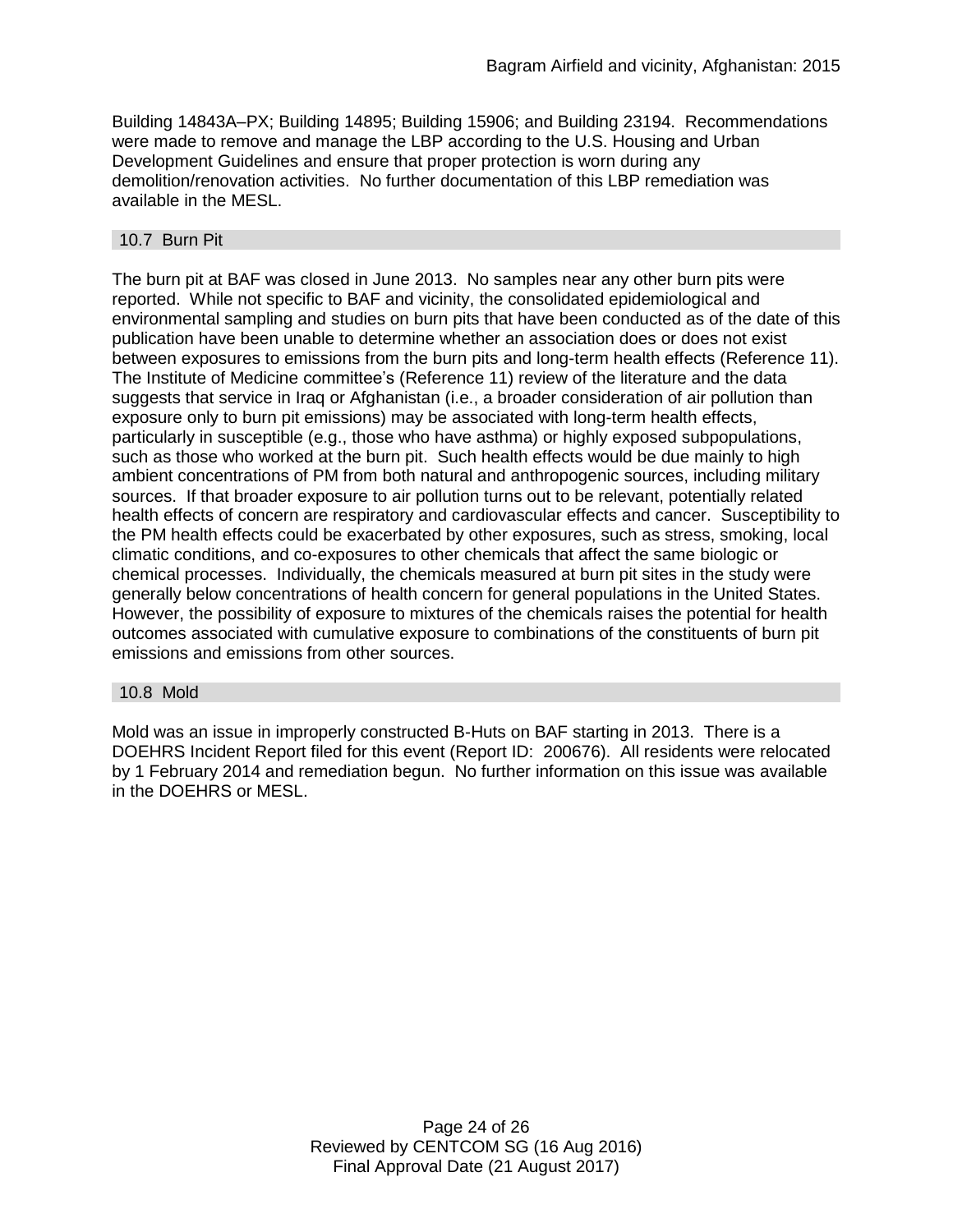Building 14843A–PX; Building 14895; Building 15906; and Building 23194. Recommendations were made to remove and manage the LBP according to the U.S. Housing and Urban Development Guidelines and ensure that proper protection is worn during any demolition/renovation activities. No further documentation of this LBP remediation was available in the MESL.

## 10.7 Burn Pit

The burn pit at BAF was closed in June 2013. No samples near any other burn pits were reported. While not specific to BAF and vicinity, the consolidated epidemiological and environmental sampling and studies on burn pits that have been conducted as of the date of this publication have been unable to determine whether an association does or does not exist between exposures to emissions from the burn pits and long-term health effects (Reference 11). The Institute of Medicine committee's (Reference 11) review of the literature and the data suggests that service in Iraq or Afghanistan (i.e., a broader consideration of air pollution than exposure only to burn pit emissions) may be associated with long-term health effects, particularly in susceptible (e.g., those who have asthma) or highly exposed subpopulations, such as those who worked at the burn pit. Such health effects would be due mainly to high ambient concentrations of PM from both natural and anthropogenic sources, including military sources. If that broader exposure to air pollution turns out to be relevant, potentially related health effects of concern are respiratory and cardiovascular effects and cancer. Susceptibility to the PM health effects could be exacerbated by other exposures, such as stress, smoking, local climatic conditions, and co-exposures to other chemicals that affect the same biologic or chemical processes. Individually, the chemicals measured at burn pit sites in the study were generally below concentrations of health concern for general populations in the United States. However, the possibility of exposure to mixtures of the chemicals raises the potential for health outcomes associated with cumulative exposure to combinations of the constituents of burn pit emissions and emissions from other sources.

## 10.8 Mold

Mold was an issue in improperly constructed B-Huts on BAF starting in 2013. There is a DOEHRS Incident Report filed for this event (Report ID: 200676). All residents were relocated by 1 February 2014 and remediation begun. No further information on this issue was available in the DOEHRS or MESL.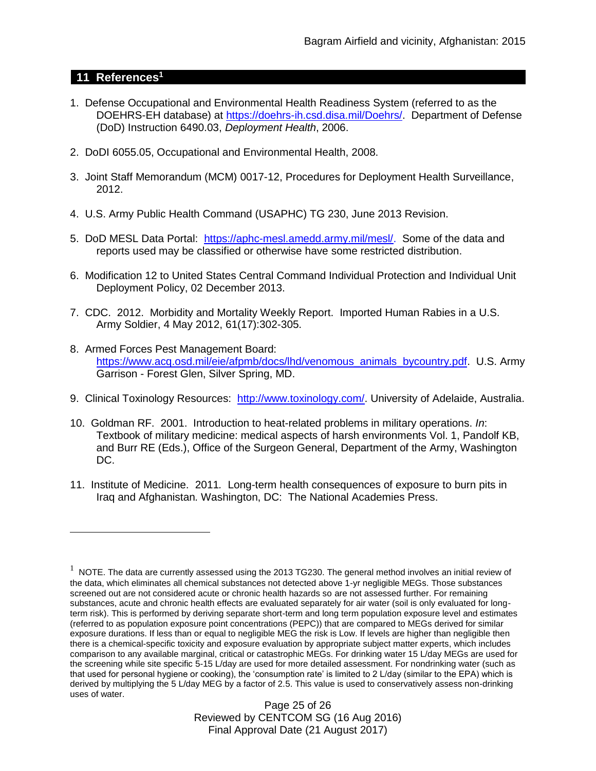## 11 References[1]

1. Defense Occupational and Environmental Health Readiness System (referred to as the DOEHRS-EH database) at https://doehrs-ih.csd.disa.mil/Doehrs/. Department of Defense (DoD) Instruction 6490.03, *Deployment Health*, 2006.

2. DoDI 6055.05, Occupational and Environmental Health, 2008.

3. Joint Staff Memorandum (MCM) 0017-12, Procedures for Deployment Health Surveillance, 2012.

4. U.S. Army Public Health Command (USAPHC) TG 230, June 2013 Revision.

5. DoD MESL Data Portal: https://aphc-mesl.amedd.army.mil/mesl/. Some of the data and reports used may be classified or otherwise have some restricted distribution.

6. Modification 12 to United States Central Command Individual Protection and Individual Unit Deployment Policy, 02 December 2013.

7. CDC. 2012. Morbidity and Mortality Weekly Report. Imported Human Rabies in a U.S. Army Soldier, 4 May 2012, 61(17):302-305.

8. Armed Forces Pest Management Board: https://www.acq.osd.mil/eie/afpmb/docs/lhd/venomous_animals_bycountry.pdf. U.S. Army Garrison - Forest Glen, Silver Spring, MD.

9. Clinical Toxinology Resources: http://www.toxinology.com/. University of Adelaide, Australia.

10. Goldman RF. 2001. Introduction to heat-related problems in military operations. *In*: Textbook of military medicine: medical aspects of harsh environments Vol. 1, Pandolf KB, and Burr RE (Eds.), Office of the Surgeon General, Department of the Army, Washington DC.

11. Institute of Medicine. 2011*.* Long-term health consequences of exposure to burn pits in Iraq and Afghanistan*.* Washington, DC: The National Academies Press.

---

[1] NOTE. The data are currently assessed using the 2013 TG230. The general method involves an initial review of the data, which eliminates all chemical substances not detected above 1-yr negligible MEGs. Those substances screened out are not considered acute or chronic health hazards so are not assessed further. For remaining substances, acute and chronic health effects are evaluated separately for air water (soil is only evaluated for long-term risk). This is performed by deriving separate short-term and long term population exposure level and estimates (referred to as population exposure point concentrations (PEPC)) that are compared to MEGs derived for similar exposure durations. If less than or equal to negligible MEG the risk is Low. If levels are higher than negligible then there is a chemical-specific toxicity and exposure evaluation by appropriate subject matter experts, which includes comparison to any available marginal, critical or catastrophic MEGs. For drinking water 15 L/day MEGs are used for the screening while site specific 5-15 L/day are used for more detailed assessment. For nondrinking water (such as that used for personal hygiene or cooking), the 'consumption rate' is limited to 2 L/day (similar to the EPA) which is derived by multiplying the 5 L/day MEG by a factor of 2.5. This value is used to conservatively assess non-drinking uses of water.

Reviewed by CENTCOM SG (16 Aug 2016)
Final Approval Date (21 August 2017)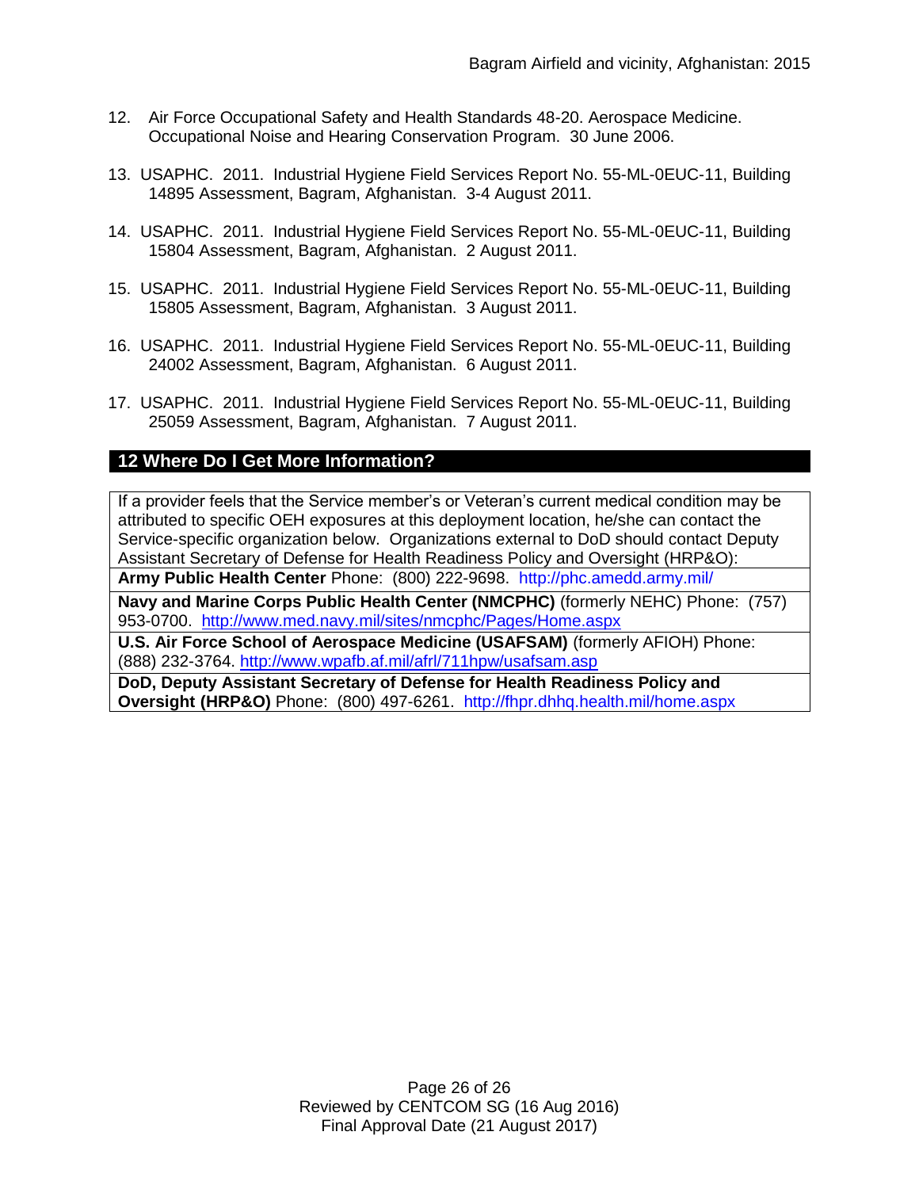12. Air Force Occupational Safety and Health Standards 48-20. Aerospace Medicine. Occupational Noise and Hearing Conservation Program. 30 June 2006.

13. USAPHC. 2011. Industrial Hygiene Field Services Report No. 55-ML-0EUC-11, Building 14895 Assessment, Bagram, Afghanistan. 3-4 August 2011.

14. USAPHC. 2011. Industrial Hygiene Field Services Report No. 55-ML-0EUC-11, Building 15804 Assessment, Bagram, Afghanistan. 2 August 2011.

15. USAPHC. 2011. Industrial Hygiene Field Services Report No. 55-ML-0EUC-11, Building 15805 Assessment, Bagram, Afghanistan. 3 August 2011.

16. USAPHC. 2011. Industrial Hygiene Field Services Report No. 55-ML-0EUC-11, Building 24002 Assessment, Bagram, Afghanistan. 6 August 2011.

17. USAPHC. 2011. Industrial Hygiene Field Services Report No. 55-ML-0EUC-11, Building 25059 Assessment, Bagram, Afghanistan. 7 August 2011.

## 12 Where Do I Get More Information?

| |
|---|
| If a provider feels that the Service member's or Veteran's current medical condition may be attributed to specific OEH exposures at this deployment location, he/she can contact the Service-specific organization below. Organizations external to DoD should contact Deputy Assistant Secretary of Defense for Health Readiness Policy and Oversight (HRP&O): |
| **Army Public Health Center** Phone: (800) 222-9698. http://phc.amedd.army.mil/ |
| **Navy and Marine Corps Public Health Center (NMCPHC)** (formerly NEHC) Phone: (757) 953-0700. http://www.med.navy.mil/sites/nmcphc/Pages/Home.aspx |
| **U.S. Air Force School of Aerospace Medicine (USAFSAM)** (formerly AFIOH) Phone: (888) 232-3764. http://www.wpafb.af.mil/afrl/711hpw/usafsam.asp |
| **DoD, Deputy Assistant Secretary of Defense for Health Readiness Policy and Oversight (HRP&O)** Phone: (800) 497-6261. http://fhpr.dhhq.health.mil/home.aspx |

Reviewed by CENTCOM SG (16 Aug 2016)
Final Approval Date (21 August 2017)